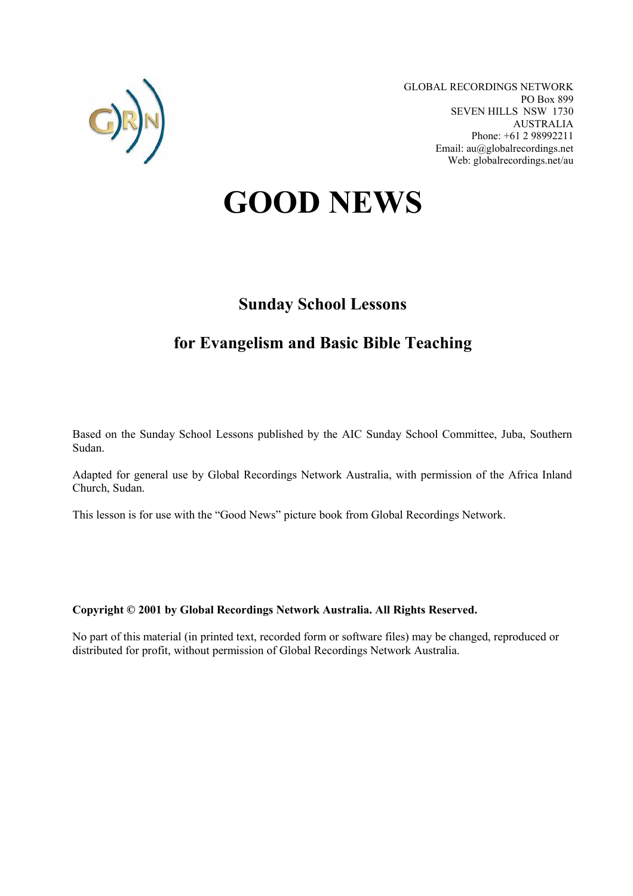GLOBAL RECORDINGS NETWORK
PO Box 899
SEVEN HILLS NSW 1730
AUSTRALIA
Phone: +61 2 98992211
Email: au@globalrecordings.net
Web: globalrecordings.net/au

# GOOD NEWS

## Sunday School Lessons

## for Evangelism and Basic Bible Teaching

Based on the Sunday School Lessons published by the AIC Sunday School Committee, Juba, Southern Sudan.

Adapted for general use by Global Recordings Network Australia, with permission of the Africa Inland Church, Sudan.

This lesson is for use with the "Good News" picture book from Global Recordings Network.

**Copyright © 2001 by Global Recordings Network Australia. All Rights Reserved.**

No part of this material (in printed text, recorded form or software files) may be changed, reproduced or distributed for profit, without permission of Global Recordings Network Australia.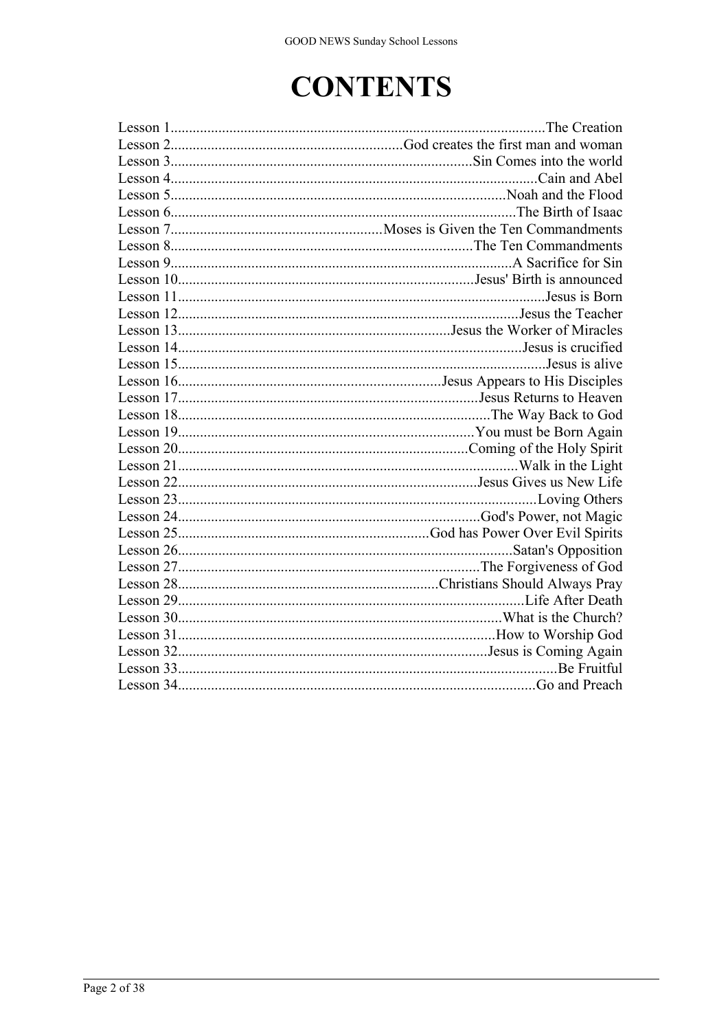# CONTENTS

Lesson 1....................................................................................................The Creation
Lesson 2..............................................................God creates the first man and woman
Lesson 3.................................................................................Sin Comes into the world
Lesson 4..................................................................................................Cain and Abel
Lesson 5..........................................................................................Noah and the Flood
Lesson 6............................................................................................The Birth of Isaac
Lesson 7.........................................................Moses is Given the Ten Commandments
Lesson 8.................................................................................The Ten Commandments
Lesson 9............................................................................................A Sacrifice for Sin
Lesson 10...............................................................................Jesus' Birth is announced
Lesson 11.................................................................................................Jesus is Born
Lesson 12............................................................................................Jesus the Teacher
Lesson 13..........................................................................Jesus the Worker of Miracles
Lesson 14............................................................................................Jesus is crucified
Lesson 15...................................................................................................Jesus is alive
Lesson 16......................................................................Jesus Appears to His Disciples
Lesson 17.................................................................................Jesus Returns to Heaven
Lesson 18...................................................................................The Way Back to God
Lesson 19...............................................................................You must be Born Again
Lesson 20.............................................................................Coming of the Holy Spirit
Lesson 21............................................................................................Walk in the Light
Lesson 22................................................................................Jesus Gives us New Life
Lesson 23................................................................................................Loving Others
Lesson 24.................................................................................God's Power, not Magic
Lesson 25...................................................................God has Power Over Evil Spirits
Lesson 26.........................................................................................Satan's Opposition
Lesson 27.................................................................................The Forgiveness of God
Lesson 28.....................................................................Christians Should Always Pray
Lesson 29............................................................................................Life After Death
Lesson 30......................................................................................What is the Church?
Lesson 31....................................................................................How to Worship God
Lesson 32...................................................................................Jesus is Coming Again
Lesson 33.....................................................................................................Be Fruitful
Lesson 34................................................................................................Go and Preach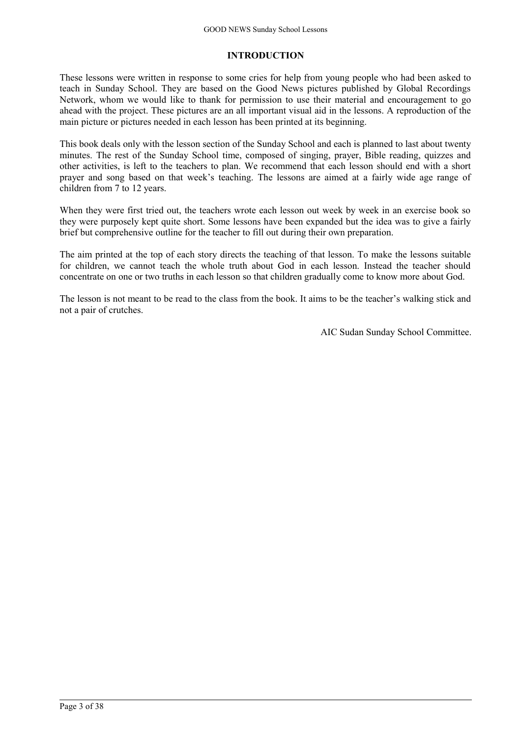# INTRODUCTION

These lessons were written in response to some cries for help from young people who had been asked to teach in Sunday School. They are based on the Good News pictures published by Global Recordings Network, whom we would like to thank for permission to use their material and encouragement to go ahead with the project. These pictures are an all important visual aid in the lessons. A reproduction of the main picture or pictures needed in each lesson has been printed at its beginning.

This book deals only with the lesson section of the Sunday School and each is planned to last about twenty minutes. The rest of the Sunday School time, composed of singing, prayer, Bible reading, quizzes and other activities, is left to the teachers to plan. We recommend that each lesson should end with a short prayer and song based on that week's teaching. The lessons are aimed at a fairly wide age range of children from 7 to 12 years.

When they were first tried out, the teachers wrote each lesson out week by week in an exercise book so they were purposely kept quite short. Some lessons have been expanded but the idea was to give a fairly brief but comprehensive outline for the teacher to fill out during their own preparation.

The aim printed at the top of each story directs the teaching of that lesson. To make the lessons suitable for children, we cannot teach the whole truth about God in each lesson. Instead the teacher should concentrate on one or two truths in each lesson so that children gradually come to know more about God.

The lesson is not meant to be read to the class from the book. It aims to be the teacher's walking stick and not a pair of crutches.

AIC Sudan Sunday School Committee.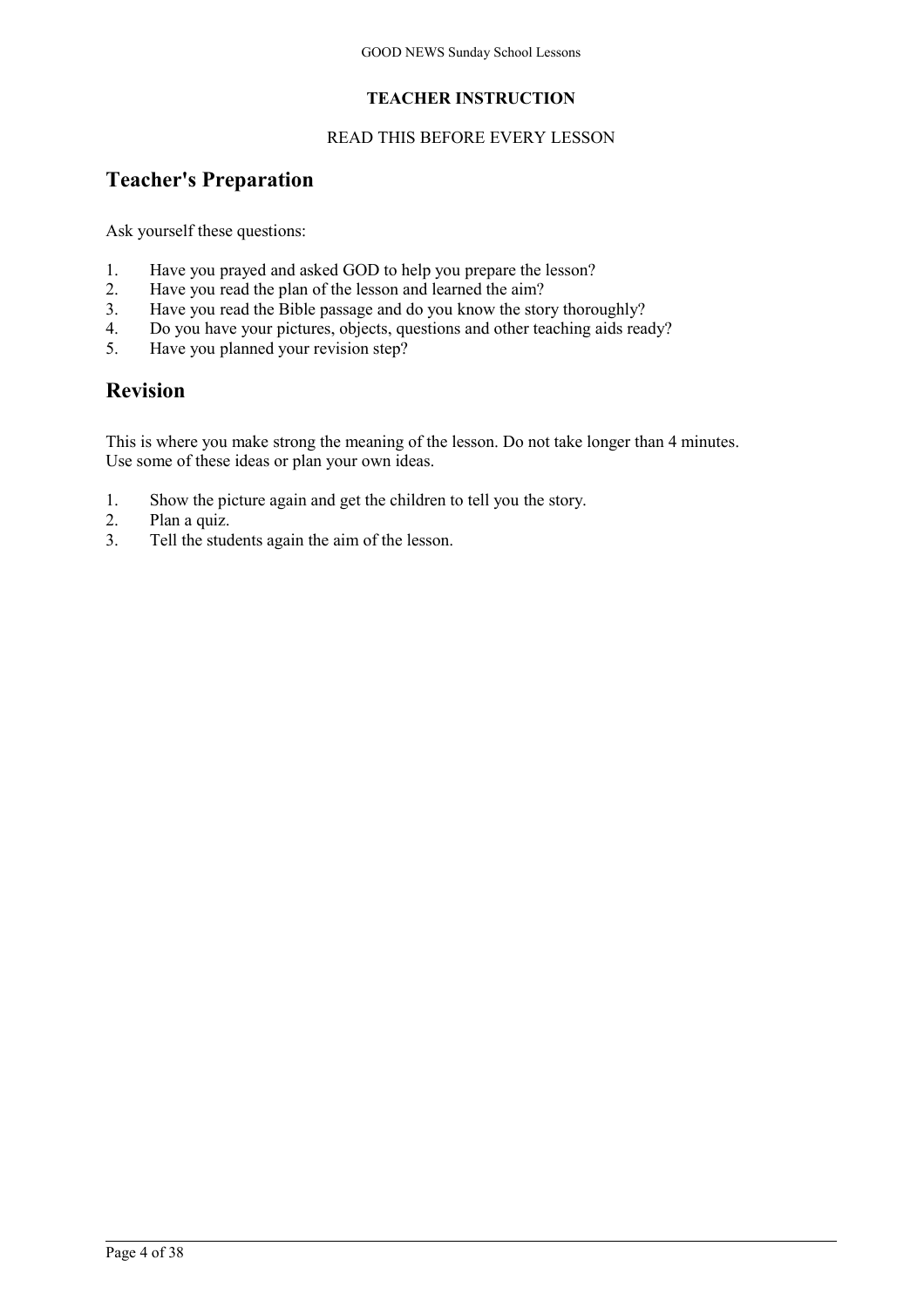**TEACHER INSTRUCTION**

READ THIS BEFORE EVERY LESSON

## Teacher's Preparation

Ask yourself these questions:

1. Have you prayed and asked GOD to help you prepare the lesson?
2. Have you read the plan of the lesson and learned the aim?
3. Have you read the Bible passage and do you know the story thoroughly?
4. Do you have your pictures, objects, questions and other teaching aids ready?
5. Have you planned your revision step?

## Revision

This is where you make strong the meaning of the lesson. Do not take longer than 4 minutes.
Use some of these ideas or plan your own ideas.

1. Show the picture again and get the children to tell you the story.
2. Plan a quiz.
3. Tell the students again the aim of the lesson.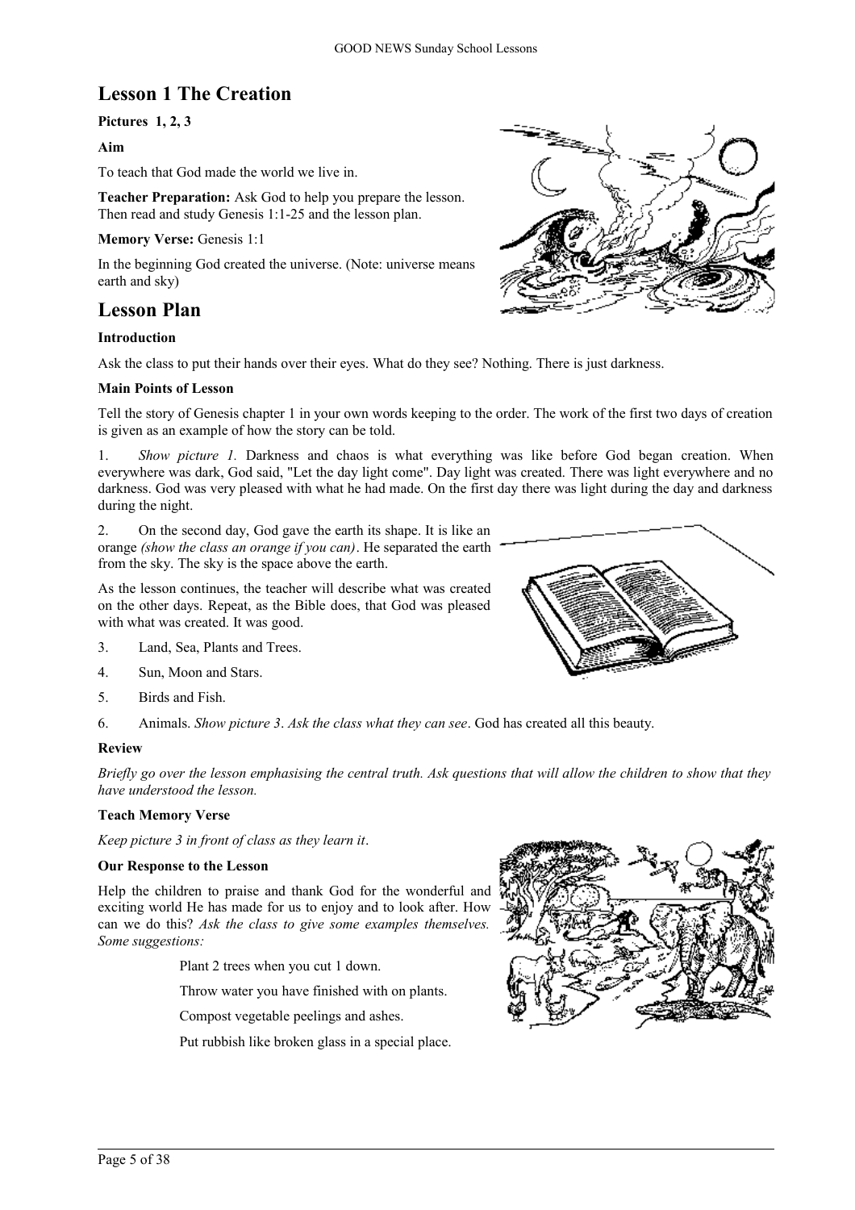## Lesson 1 The Creation

**Pictures 1, 2, 3**

**Aim**

To teach that God made the world we live in.

**Teacher Preparation:** Ask God to help you prepare the lesson. Then read and study Genesis 1:1-25 and the lesson plan.

**Memory Verse:** Genesis 1:1

In the beginning God created the universe. (Note: universe means earth and sky)

## Lesson Plan

**Introduction**

Ask the class to put their hands over their eyes. What do they see? Nothing. There is just darkness.

**Main Points of Lesson**

Tell the story of Genesis chapter 1 in your own words keeping to the order. The work of the first two days of creation is given as an example of how the story can be told.

1. *Show picture 1.* Darkness and chaos is what everything was like before God began creation. When everywhere was dark, God said, "Let the day light come". Day light was created. There was light everywhere and no darkness. God was very pleased with what he had made. On the first day there was light during the day and darkness during the night.

2. On the second day, God gave the earth its shape. It is like an orange *(show the class an orange if you can)*. He separated the earth from the sky. The sky is the space above the earth.

As the lesson continues, the teacher will describe what was created on the other days. Repeat, as the Bible does, that God was pleased with what was created. It was good.

3. Land, Sea, Plants and Trees.

4. Sun, Moon and Stars.

5. Birds and Fish.

6. Animals. *Show picture 3*. *Ask the class what they can see*. God has created all this beauty.

**Review**

*Briefly go over the lesson emphasising the central truth. Ask questions that will allow the children to show that they have understood the lesson.*

**Teach Memory Verse**

*Keep picture 3 in front of class as they learn it*.

**Our Response to the Lesson**

Help the children to praise and thank God for the wonderful and exciting world He has made for us to enjoy and to look after. How can we do this? *Ask the class to give some examples themselves. Some suggestions:*

Plant 2 trees when you cut 1 down.

Throw water you have finished with on plants.

Compost vegetable peelings and ashes.

Put rubbish like broken glass in a special place.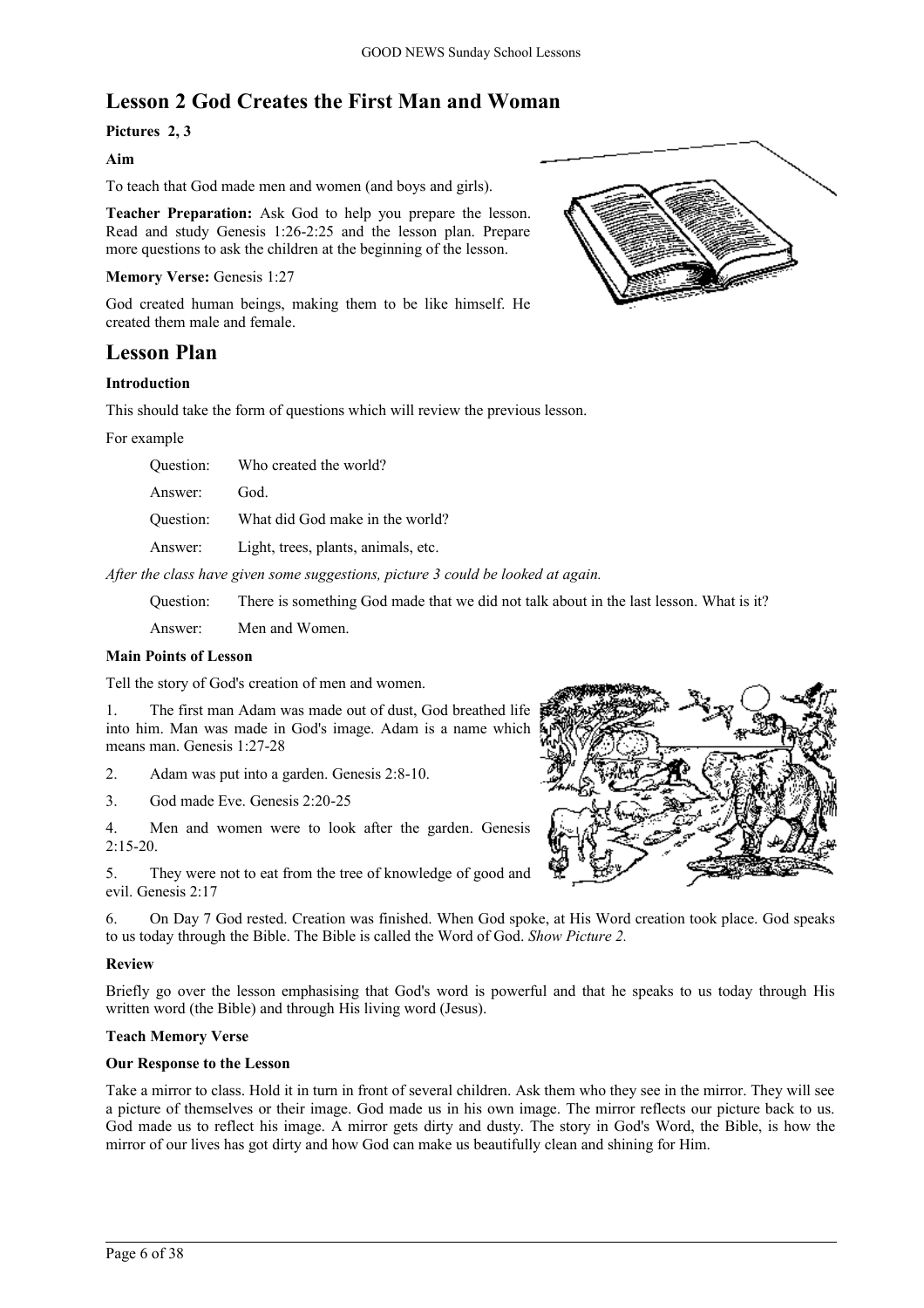## Lesson 2 God Creates the First Man and Woman

**Pictures 2, 3**

**Aim**

To teach that God made men and women (and boys and girls).

**Teacher Preparation:** Ask God to help you prepare the lesson. Read and study Genesis 1:26-2:25 and the lesson plan. Prepare more questions to ask the children at the beginning of the lesson.

**Memory Verse:** Genesis 1:27

God created human beings, making them to be like himself. He created them male and female.

## Lesson Plan

**Introduction**

This should take the form of questions which will review the previous lesson.

For example

Question: Who created the world?

Answer: God.

Question: What did God make in the world?

Answer: Light, trees, plants, animals, etc.

*After the class have given some suggestions, picture 3 could be looked at again.*

Question: There is something God made that we did not talk about in the last lesson. What is it?

Answer: Men and Women.

**Main Points of Lesson**

Tell the story of God's creation of men and women.

1. The first man Adam was made out of dust, God breathed life into him. Man was made in God's image. Adam is a name which means man. Genesis 1:27-28
2. Adam was put into a garden. Genesis 2:8-10.
3. God made Eve. Genesis 2:20-25
4. Men and women were to look after the garden. Genesis 2:15-20.
5. They were not to eat from the tree of knowledge of good and evil. Genesis 2:17
6. On Day 7 God rested. Creation was finished. When God spoke, at His Word creation took place. God speaks to us today through the Bible. The Bible is called the Word of God. *Show Picture 2.*

**Review**

Briefly go over the lesson emphasising that God's word is powerful and that he speaks to us today through His written word (the Bible) and through His living word (Jesus).

**Teach Memory Verse**

**Our Response to the Lesson**

Take a mirror to class. Hold it in turn in front of several children. Ask them who they see in the mirror. They will see a picture of themselves or their image. God made us in his own image. The mirror reflects our picture back to us. God made us to reflect his image. A mirror gets dirty and dusty. The story in God's Word, the Bible, is how the mirror of our lives has got dirty and how God can make us beautifully clean and shining for Him.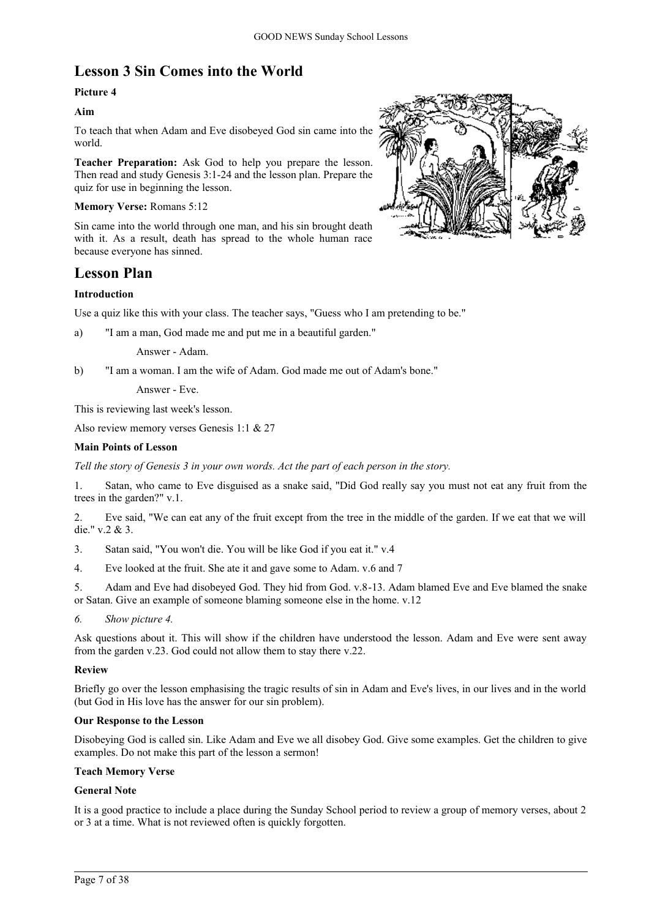## Lesson 3 Sin Comes into the World

**Picture 4**

**Aim**

To teach that when Adam and Eve disobeyed God sin came into the world.

**Teacher Preparation:** Ask God to help you prepare the lesson. Then read and study Genesis 3:1-24 and the lesson plan. Prepare the quiz for use in beginning the lesson.

**Memory Verse:** Romans 5:12

Sin came into the world through one man, and his sin brought death with it. As a result, death has spread to the whole human race because everyone has sinned.

## Lesson Plan

**Introduction**

Use a quiz like this with your class. The teacher says, "Guess who I am pretending to be."

a) "I am a man, God made me and put me in a beautiful garden."

Answer - Adam.

b) "I am a woman. I am the wife of Adam. God made me out of Adam's bone."

Answer - Eve.

This is reviewing last week's lesson.

Also review memory verses Genesis 1:1 & 27

**Main Points of Lesson**

*Tell the story of Genesis 3 in your own words. Act the part of each person in the story.*

1. Satan, who came to Eve disguised as a snake said, "Did God really say you must not eat any fruit from the trees in the garden?" v.1.

2. Eve said, "We can eat any of the fruit except from the tree in the middle of the garden. If we eat that we will die." v.2 & 3.

3. Satan said, "You won't die. You will be like God if you eat it." v.4

4. Eve looked at the fruit. She ate it and gave some to Adam. v.6 and 7

5. Adam and Eve had disobeyed God. They hid from God. v.8-13. Adam blamed Eve and Eve blamed the snake or Satan. Give an example of someone blaming someone else in the home. v.12

6. *Show picture 4.*

Ask questions about it. This will show if the children have understood the lesson. Adam and Eve were sent away from the garden v.23. God could not allow them to stay there v.22.

**Review**

Briefly go over the lesson emphasising the tragic results of sin in Adam and Eve's lives, in our lives and in the world (but God in His love has the answer for our sin problem).

**Our Response to the Lesson**

Disobeying God is called sin. Like Adam and Eve we all disobey God. Give some examples. Get the children to give examples. Do not make this part of the lesson a sermon!

**Teach Memory Verse**

**General Note**

It is a good practice to include a place during the Sunday School period to review a group of memory verses, about 2 or 3 at a time. What is not reviewed often is quickly forgotten.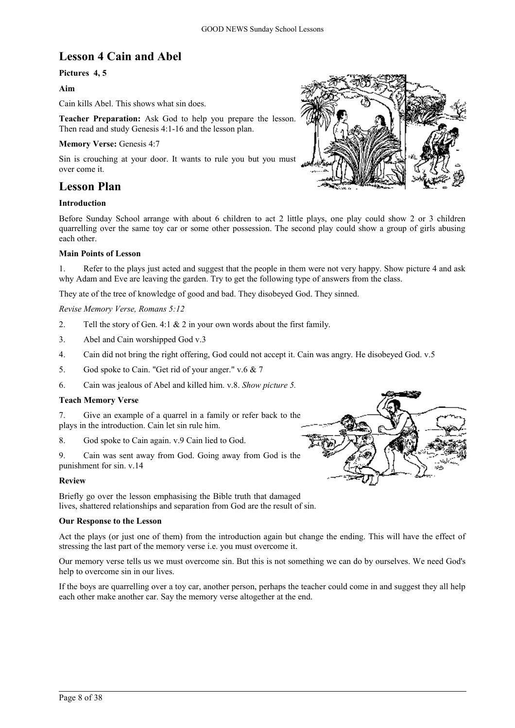## Lesson 4 Cain and Abel

**Pictures 4, 5**

**Aim**

Cain kills Abel. This shows what sin does.

**Teacher Preparation:** Ask God to help you prepare the lesson. Then read and study Genesis 4:1-16 and the lesson plan.

**Memory Verse:** Genesis 4:7

Sin is crouching at your door. It wants to rule you but you must over come it.

## Lesson Plan

**Introduction**

Before Sunday School arrange with about 6 children to act 2 little plays, one play could show 2 or 3 children quarrelling over the same toy car or some other possession. The second play could show a group of girls abusing each other.

**Main Points of Lesson**

1. Refer to the plays just acted and suggest that the people in them were not very happy. Show picture 4 and ask why Adam and Eve are leaving the garden. Try to get the following type of answers from the class.

They ate of the tree of knowledge of good and bad. They disobeyed God. They sinned.

*Revise Memory Verse, Romans 5:12*

2. Tell the story of Gen. 4:1 & 2 in your own words about the first family.
3. Abel and Cain worshipped God v.3
4. Cain did not bring the right offering, God could not accept it. Cain was angry. He disobeyed God. v.5
5. God spoke to Cain. "Get rid of your anger." v.6 & 7
6. Cain was jealous of Abel and killed him. v.8. *Show picture 5.*

**Teach Memory Verse**

7. Give an example of a quarrel in a family or refer back to the plays in the introduction. Cain let sin rule him.
8. God spoke to Cain again. v.9 Cain lied to God.
9. Cain was sent away from God. Going away from God is the punishment for sin. v.14

**Review**

Briefly go over the lesson emphasising the Bible truth that damaged lives, shattered relationships and separation from God are the result of sin.

**Our Response to the Lesson**

Act the plays (or just one of them) from the introduction again but change the ending. This will have the effect of stressing the last part of the memory verse i.e. you must overcome it.

Our memory verse tells us we must overcome sin. But this is not something we can do by ourselves. We need God's help to overcome sin in our lives.

If the boys are quarrelling over a toy car, another person, perhaps the teacher could come in and suggest they all help each other make another car. Say the memory verse altogether at the end.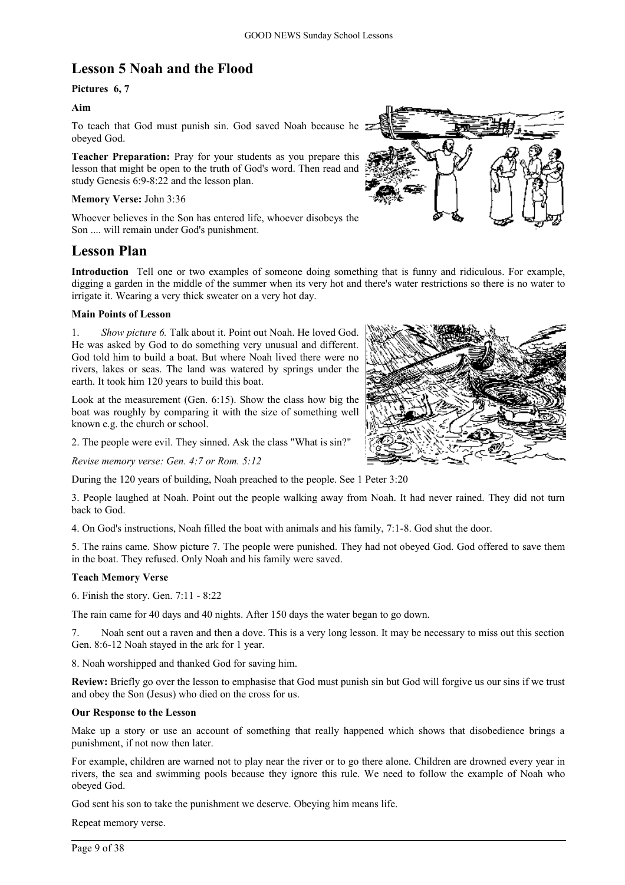## Lesson 5 Noah and the Flood

**Pictures 6, 7**

**Aim**

To teach that God must punish sin. God saved Noah because he obeyed God.

**Teacher Preparation:** Pray for your students as you prepare this lesson that might be open to the truth of God's word. Then read and study Genesis 6:9-8:22 and the lesson plan.

**Memory Verse:** John 3:36

Whoever believes in the Son has entered life, whoever disobeys the Son .... will remain under God's punishment.

## Lesson Plan

**Introduction** Tell one or two examples of someone doing something that is funny and ridiculous. For example, digging a garden in the middle of the summer when its very hot and there's water restrictions so there is no water to irrigate it. Wearing a very thick sweater on a very hot day.

**Main Points of Lesson**

1. *Show picture 6.* Talk about it. Point out Noah. He loved God. He was asked by God to do something very unusual and different. God told him to build a boat. But where Noah lived there were no rivers, lakes or seas. The land was watered by springs under the earth. It took him 120 years to build this boat.

Look at the measurement (Gen. 6:15). Show the class how big the boat was roughly by comparing it with the size of something well known e.g. the church or school.

2. The people were evil. They sinned. Ask the class "What is sin?"

*Revise memory verse: Gen. 4:7 or Rom. 5:12*

During the 120 years of building, Noah preached to the people. See 1 Peter 3:20

3. People laughed at Noah. Point out the people walking away from Noah. It had never rained. They did not turn back to God.

4. On God's instructions, Noah filled the boat with animals and his family, 7:1-8. God shut the door.

5. The rains came. Show picture 7. The people were punished. They had not obeyed God. God offered to save them in the boat. They refused. Only Noah and his family were saved.

**Teach Memory Verse**

6. Finish the story. Gen. 7:11 - 8:22

The rain came for 40 days and 40 nights. After 150 days the water began to go down.

7. Noah sent out a raven and then a dove. This is a very long lesson. It may be necessary to miss out this section Gen. 8:6-12 Noah stayed in the ark for 1 year.

8. Noah worshipped and thanked God for saving him.

**Review:** Briefly go over the lesson to emphasise that God must punish sin but God will forgive us our sins if we trust and obey the Son (Jesus) who died on the cross for us.

**Our Response to the Lesson**

Make up a story or use an account of something that really happened which shows that disobedience brings a punishment, if not now then later.

For example, children are warned not to play near the river or to go there alone. Children are drowned every year in rivers, the sea and swimming pools because they ignore this rule. We need to follow the example of Noah who obeyed God.

God sent his son to take the punishment we deserve. Obeying him means life.

Repeat memory verse.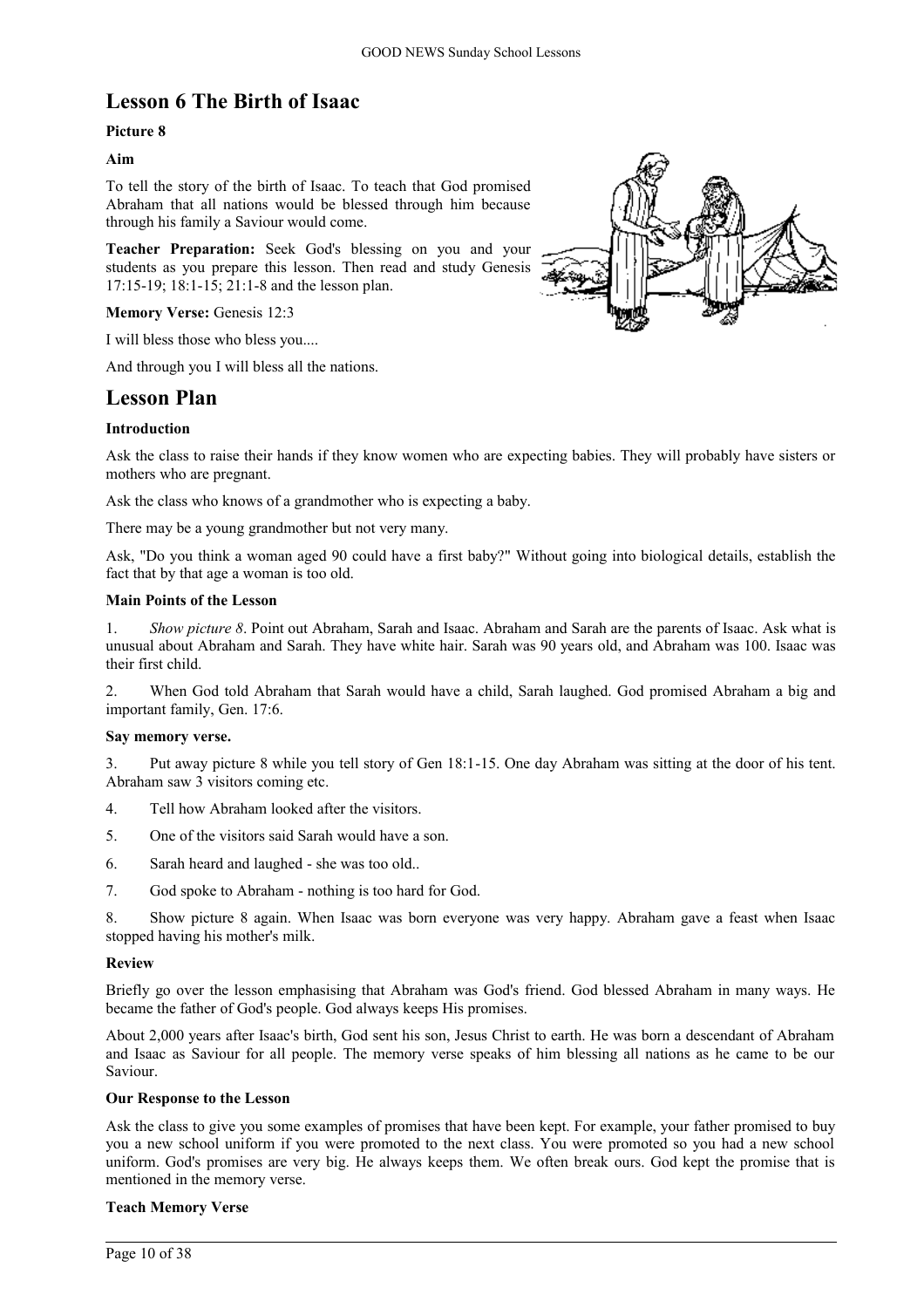# Lesson 6 The Birth of Isaac

**Picture 8**

**Aim**

To tell the story of the birth of Isaac. To teach that God promised Abraham that all nations would be blessed through him because through his family a Saviour would come.

**Teacher Preparation:** Seek God's blessing on you and your students as you prepare this lesson. Then read and study Genesis 17:15-19; 18:1-15; 21:1-8 and the lesson plan.

**Memory Verse:** Genesis 12:3

I will bless those who bless you....

And through you I will bless all the nations.

# Lesson Plan

**Introduction**

Ask the class to raise their hands if they know women who are expecting babies. They will probably have sisters or mothers who are pregnant.

Ask the class who knows of a grandmother who is expecting a baby.

There may be a young grandmother but not very many.

Ask, "Do you think a woman aged 90 could have a first baby?" Without going into biological details, establish the fact that by that age a woman is too old.

**Main Points of the Lesson**

1. *Show picture 8*. Point out Abraham, Sarah and Isaac. Abraham and Sarah are the parents of Isaac. Ask what is unusual about Abraham and Sarah. They have white hair. Sarah was 90 years old, and Abraham was 100. Isaac was their first child.

2. When God told Abraham that Sarah would have a child, Sarah laughed. God promised Abraham a big and important family, Gen. 17:6.

**Say memory verse.**

3. Put away picture 8 while you tell story of Gen 18:1-15. One day Abraham was sitting at the door of his tent. Abraham saw 3 visitors coming etc.

4. Tell how Abraham looked after the visitors.

5. One of the visitors said Sarah would have a son.

6. Sarah heard and laughed - she was too old..

7. God spoke to Abraham - nothing is too hard for God.

8. Show picture 8 again. When Isaac was born everyone was very happy. Abraham gave a feast when Isaac stopped having his mother's milk.

**Review**

Briefly go over the lesson emphasising that Abraham was God's friend. God blessed Abraham in many ways. He became the father of God's people. God always keeps His promises.

About 2,000 years after Isaac's birth, God sent his son, Jesus Christ to earth. He was born a descendant of Abraham and Isaac as Saviour for all people. The memory verse speaks of him blessing all nations as he came to be our Saviour.

**Our Response to the Lesson**

Ask the class to give you some examples of promises that have been kept. For example, your father promised to buy you a new school uniform if you were promoted to the next class. You were promoted so you had a new school uniform. God's promises are very big. He always keeps them. We often break ours. God kept the promise that is mentioned in the memory verse.

**Teach Memory Verse**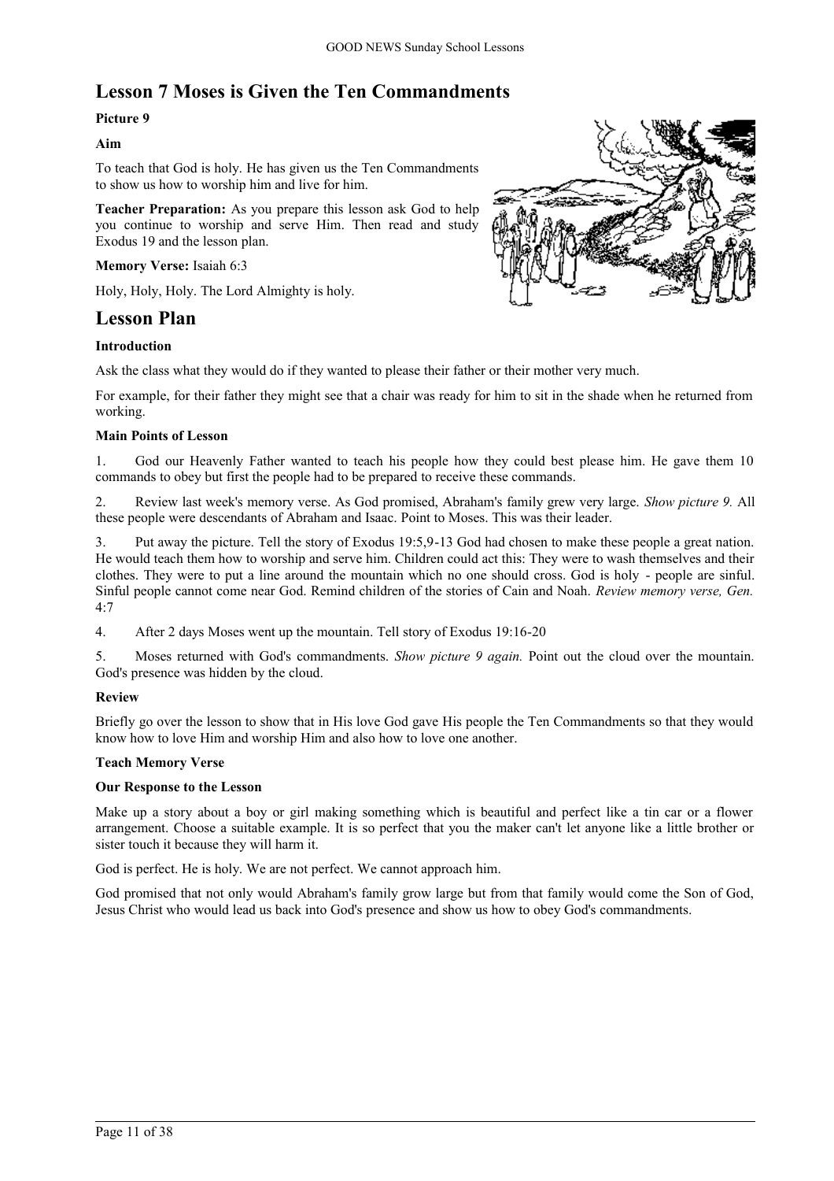# Lesson 7 Moses is Given the Ten Commandments

**Picture 9**

**Aim**

To teach that God is holy. He has given us the Ten Commandments to show us how to worship him and live for him.

**Teacher Preparation:** As you prepare this lesson ask God to help you continue to worship and serve Him. Then read and study Exodus 19 and the lesson plan.

**Memory Verse:** Isaiah 6:3

Holy, Holy, Holy. The Lord Almighty is holy.

## Lesson Plan

**Introduction**

Ask the class what they would do if they wanted to please their father or their mother very much.

For example, for their father they might see that a chair was ready for him to sit in the shade when he returned from working.

**Main Points of Lesson**

1. God our Heavenly Father wanted to teach his people how they could best please him. He gave them 10 commands to obey but first the people had to be prepared to receive these commands.

2. Review last week's memory verse. As God promised, Abraham's family grew very large. *Show picture 9.* All these people were descendants of Abraham and Isaac. Point to Moses. This was their leader.

3. Put away the picture. Tell the story of Exodus 19:5,9-13 God had chosen to make these people a great nation. He would teach them how to worship and serve him. Children could act this: They were to wash themselves and their clothes. They were to put a line around the mountain which no one should cross. God is holy - people are sinful. Sinful people cannot come near God. Remind children of the stories of Cain and Noah. *Review memory verse, Gen. 4:7*

4. After 2 days Moses went up the mountain. Tell story of Exodus 19:16-20

5. Moses returned with God's commandments. *Show picture 9 again.* Point out the cloud over the mountain. God's presence was hidden by the cloud.

**Review**

Briefly go over the lesson to show that in His love God gave His people the Ten Commandments so that they would know how to love Him and worship Him and also how to love one another.

**Teach Memory Verse**

**Our Response to the Lesson**

Make up a story about a boy or girl making something which is beautiful and perfect like a tin car or a flower arrangement. Choose a suitable example. It is so perfect that you the maker can't let anyone like a little brother or sister touch it because they will harm it.

God is perfect. He is holy. We are not perfect. We cannot approach him.

God promised that not only would Abraham's family grow large but from that family would come the Son of God, Jesus Christ who would lead us back into God's presence and show us how to obey God's commandments.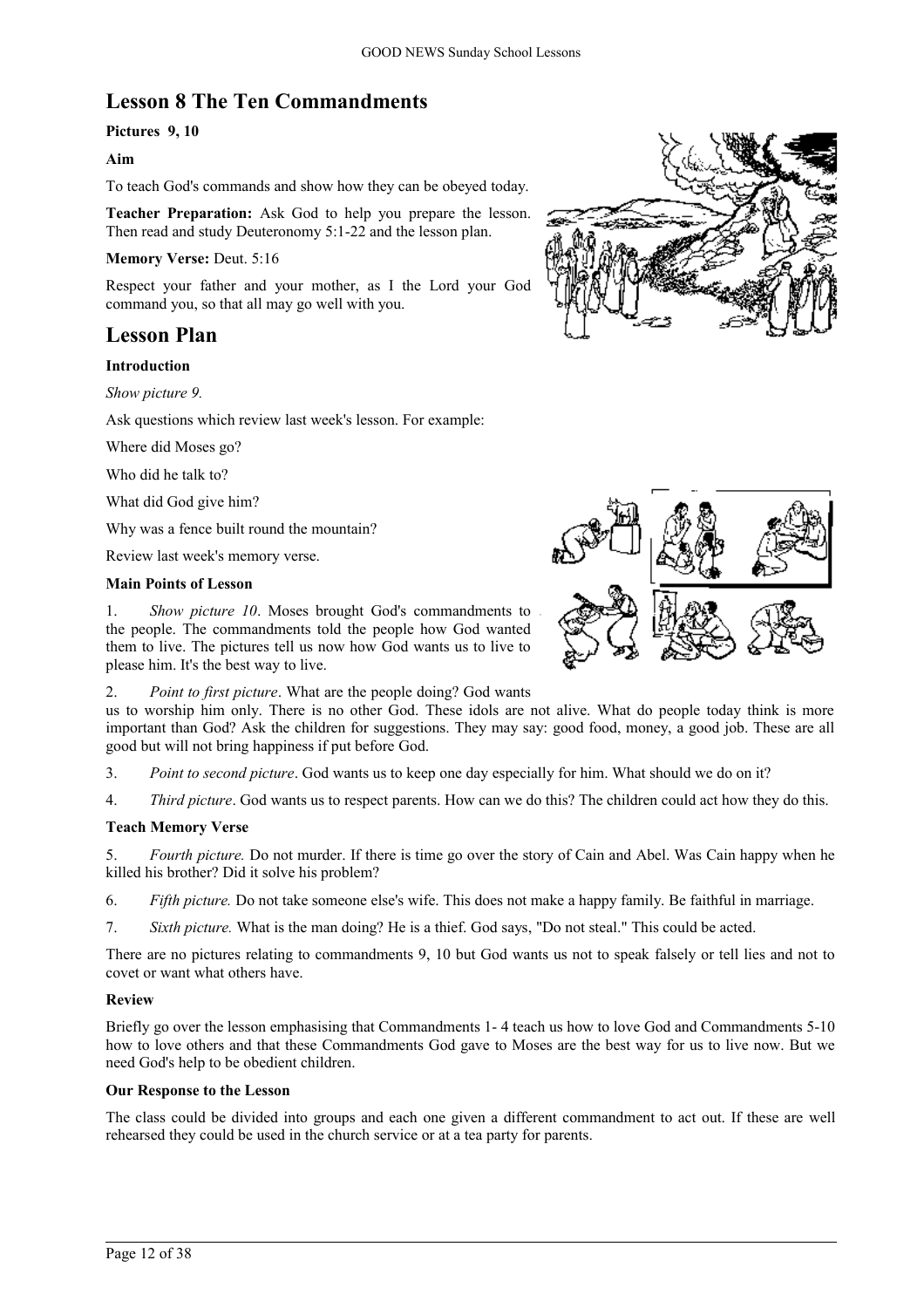## Lesson 8 The Ten Commandments

**Pictures 9, 10**

**Aim**

To teach God's commands and show how they can be obeyed today.

**Teacher Preparation:** Ask God to help you prepare the lesson. Then read and study Deuteronomy 5:1-22 and the lesson plan.

**Memory Verse:** Deut. 5:16

Respect your father and your mother, as I the Lord your God command you, so that all may go well with you.

## Lesson Plan

**Introduction**

*Show picture 9.*

Ask questions which review last week's lesson. For example:

Where did Moses go?

Who did he talk to?

What did God give him?

Why was a fence built round the mountain?

Review last week's memory verse.

**Main Points of Lesson**

1. *Show picture 10*. Moses brought God's commandments to the people. The commandments told the people how God wanted them to live. The pictures tell us now how God wants us to live to please him. It's the best way to live.

2. *Point to first picture*. What are the people doing? God wants us to worship him only. There is no other God. These idols are not alive. What do people today think is more important than God? Ask the children for suggestions. They may say: good food, money, a good job. These are all good but will not bring happiness if put before God.

3. *Point to second picture*. God wants us to keep one day especially for him. What should we do on it?

4. *Third picture*. God wants us to respect parents. How can we do this? The children could act how they do this.

**Teach Memory Verse**

5. *Fourth picture.* Do not murder. If there is time go over the story of Cain and Abel. Was Cain happy when he killed his brother? Did it solve his problem?

6. *Fifth picture.* Do not take someone else's wife. This does not make a happy family. Be faithful in marriage.

7. *Sixth picture.* What is the man doing? He is a thief. God says, "Do not steal." This could be acted.

There are no pictures relating to commandments 9, 10 but God wants us not to speak falsely or tell lies and not to covet or want what others have.

**Review**

Briefly go over the lesson emphasising that Commandments 1- 4 teach us how to love God and Commandments 5-10 how to love others and that these Commandments God gave to Moses are the best way for us to live now. But we need God's help to be obedient children.

**Our Response to the Lesson**

The class could be divided into groups and each one given a different commandment to act out. If these are well rehearsed they could be used in the church service or at a tea party for parents.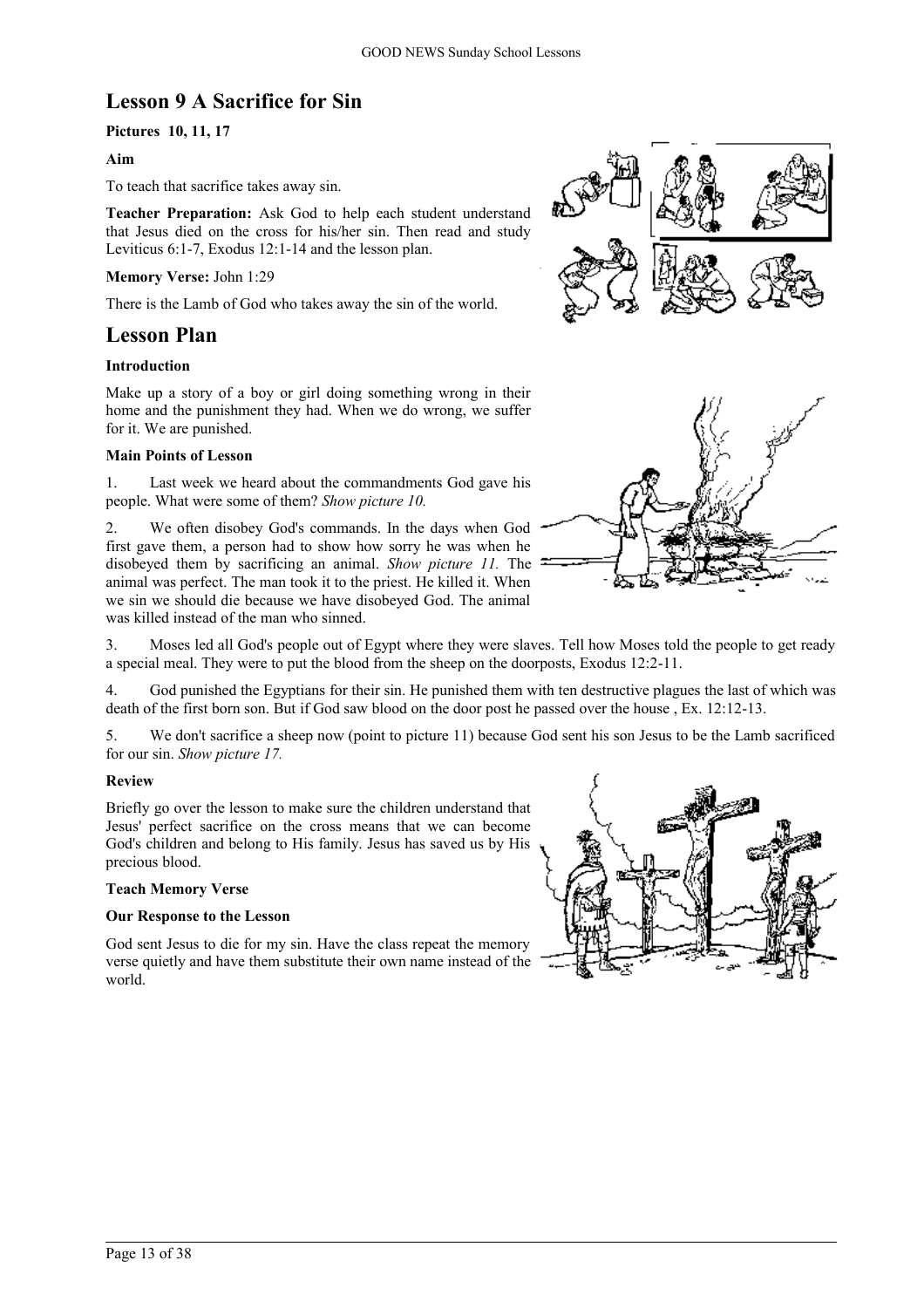## Lesson 9 A Sacrifice for Sin

**Pictures 10, 11, 17**

**Aim**

To teach that sacrifice takes away sin.

**Teacher Preparation:** Ask God to help each student understand that Jesus died on the cross for his/her sin. Then read and study Leviticus 6:1-7, Exodus 12:1-14 and the lesson plan.

**Memory Verse:** John 1:29

There is the Lamb of God who takes away the sin of the world.

## Lesson Plan

**Introduction**

Make up a story of a boy or girl doing something wrong in their home and the punishment they had. When we do wrong, we suffer for it. We are punished.

**Main Points of Lesson**

1. Last week we heard about the commandments God gave his people. What were some of them? *Show picture 10.*

2. We often disobey God's commands. In the days when God first gave them, a person had to show how sorry he was when he disobeyed them by sacrificing an animal. *Show picture 11.* The animal was perfect. The man took it to the priest. He killed it. When we sin we should die because we have disobeyed God. The animal was killed instead of the man who sinned.

3. Moses led all God's people out of Egypt where they were slaves. Tell how Moses told the people to get ready a special meal. They were to put the blood from the sheep on the doorposts, Exodus 12:2-11.

4. God punished the Egyptians for their sin. He punished them with ten destructive plagues the last of which was death of the first born son. But if God saw blood on the door post he passed over the house , Ex. 12:12-13.

5. We don't sacrifice a sheep now (point to picture 11) because God sent his son Jesus to be the Lamb sacrificed for our sin. *Show picture 17.*

**Review**

Briefly go over the lesson to make sure the children understand that Jesus' perfect sacrifice on the cross means that we can become God's children and belong to His family. Jesus has saved us by His precious blood.

**Teach Memory Verse**

**Our Response to the Lesson**

God sent Jesus to die for my sin. Have the class repeat the memory verse quietly and have them substitute their own name instead of the world.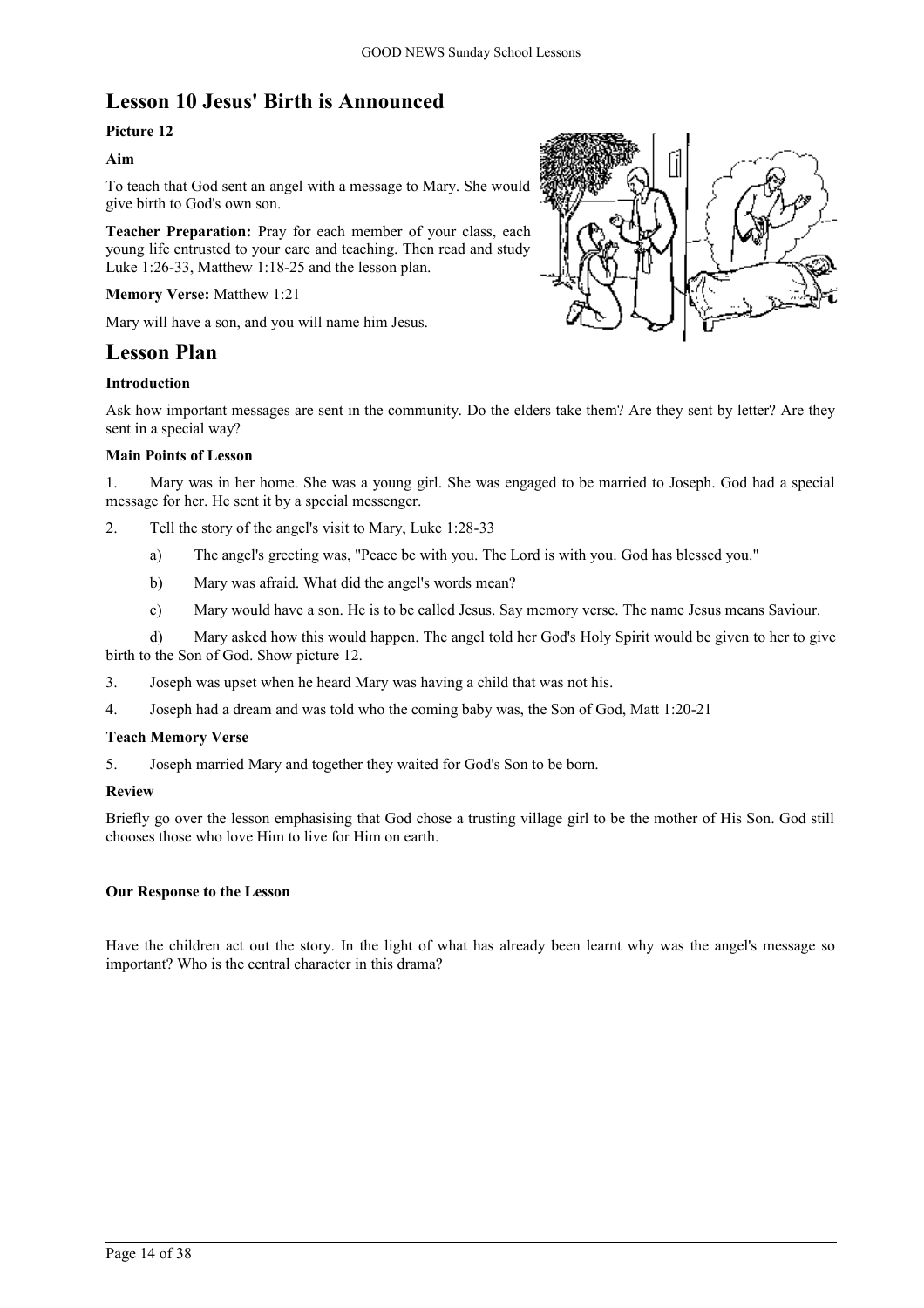## Lesson 10 Jesus' Birth is Announced

**Picture 12**

**Aim**

To teach that God sent an angel with a message to Mary. She would give birth to God's own son.

**Teacher Preparation:** Pray for each member of your class, each young life entrusted to your care and teaching. Then read and study Luke 1:26-33, Matthew 1:18-25 and the lesson plan.

**Memory Verse:** Matthew 1:21

Mary will have a son, and you will name him Jesus.

## Lesson Plan

**Introduction**

Ask how important messages are sent in the community. Do the elders take them? Are they sent by letter? Are they sent in a special way?

**Main Points of Lesson**

1. Mary was in her home. She was a young girl. She was engaged to be married to Joseph. God had a special message for her. He sent it by a special messenger.
2. Tell the story of the angel's visit to Mary, Luke 1:28-33
   a) The angel's greeting was, "Peace be with you. The Lord is with you. God has blessed you."
   b) Mary was afraid. What did the angel's words mean?
   c) Mary would have a son. He is to be called Jesus. Say memory verse. The name Jesus means Saviour.
   d) Mary asked how this would happen. The angel told her God's Holy Spirit would be given to her to give birth to the Son of God. Show picture 12.
3. Joseph was upset when he heard Mary was having a child that was not his.
4. Joseph had a dream and was told who the coming baby was, the Son of God, Matt 1:20-21

**Teach Memory Verse**

5. Joseph married Mary and together they waited for God's Son to be born.

**Review**

Briefly go over the lesson emphasising that God chose a trusting village girl to be the mother of His Son. God still chooses those who love Him to live for Him on earth.

**Our Response to the Lesson**

Have the children act out the story. In the light of what has already been learnt why was the angel's message so important? Who is the central character in this drama?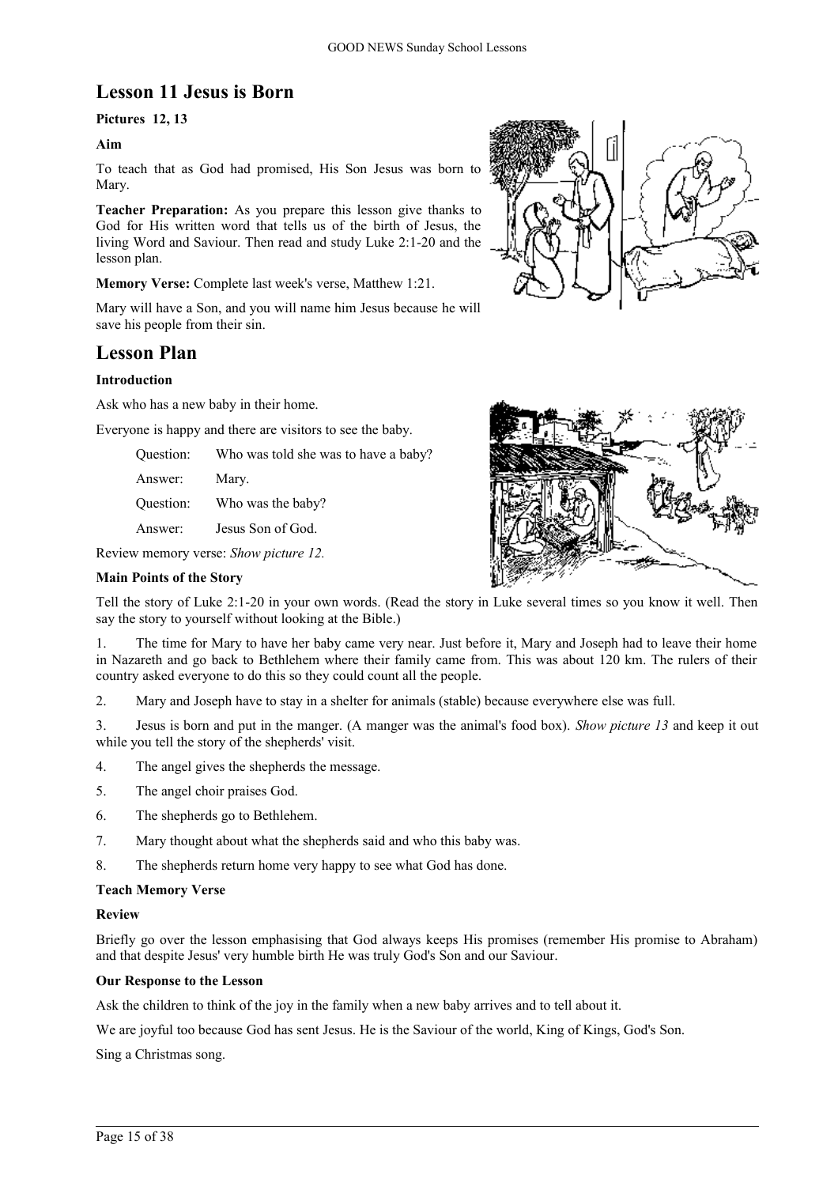# Lesson 11 Jesus is Born

**Pictures 12, 13**

**Aim**

To teach that as God had promised, His Son Jesus was born to Mary.

**Teacher Preparation:** As you prepare this lesson give thanks to God for His written word that tells us of the birth of Jesus, the living Word and Saviour. Then read and study Luke 2:1-20 and the lesson plan.

**Memory Verse:** Complete last week's verse, Matthew 1:21.

Mary will have a Son, and you will name him Jesus because he will save his people from their sin.

## Lesson Plan

**Introduction**

Ask who has a new baby in their home.

Everyone is happy and there are visitors to see the baby.

| | |
|---|---|
| Question: | Who was told she was to have a baby? |
| Answer: | Mary. |
| Question: | Who was the baby? |
| Answer: | Jesus Son of God. |

Review memory verse: *Show picture 12.*

**Main Points of the Story**

Tell the story of Luke 2:1-20 in your own words. (Read the story in Luke several times so you know it well. Then say the story to yourself without looking at the Bible.)

1. The time for Mary to have her baby came very near. Just before it, Mary and Joseph had to leave their home in Nazareth and go back to Bethlehem where their family came from. This was about 120 km. The rulers of their country asked everyone to do this so they could count all the people.
2. Mary and Joseph have to stay in a shelter for animals (stable) because everywhere else was full.
3. Jesus is born and put in the manger. (A manger was the animal's food box). *Show picture 13* and keep it out while you tell the story of the shepherds' visit.
4. The angel gives the shepherds the message.
5. The angel choir praises God.
6. The shepherds go to Bethlehem.
7. Mary thought about what the shepherds said and who this baby was.
8. The shepherds return home very happy to see what God has done.

**Teach Memory Verse**

**Review**

Briefly go over the lesson emphasising that God always keeps His promises (remember His promise to Abraham) and that despite Jesus' very humble birth He was truly God's Son and our Saviour.

**Our Response to the Lesson**

Ask the children to think of the joy in the family when a new baby arrives and to tell about it.

We are joyful too because God has sent Jesus. He is the Saviour of the world, King of Kings, God's Son.

Sing a Christmas song.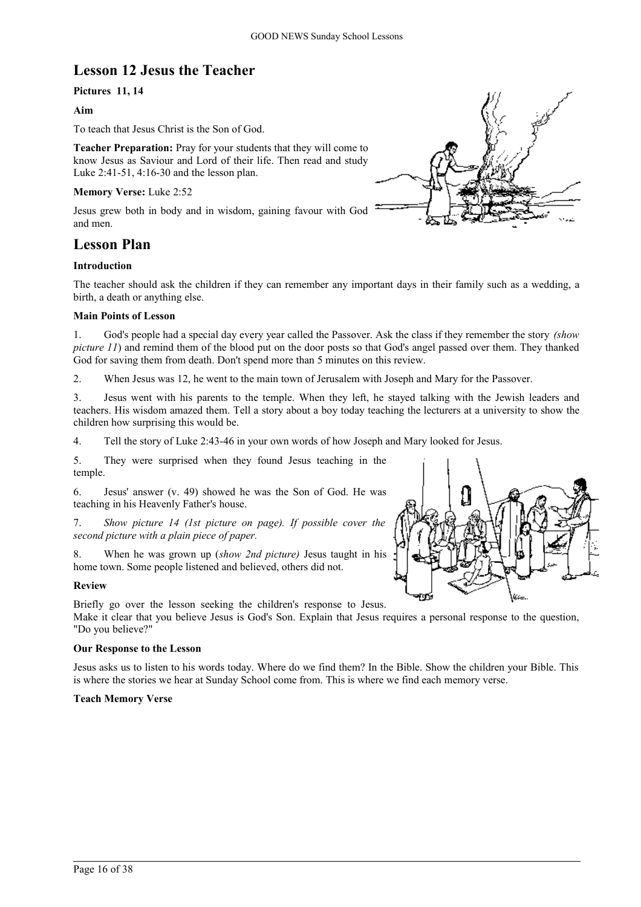# Lesson 12 Jesus the Teacher

**Pictures 11, 14**

**Aim**

To teach that Jesus Christ is the Son of God.

**Teacher Preparation:** Pray for your students that they will come to know Jesus as Saviour and Lord of their life. Then read and study Luke 2:41-51, 4:16-30 and the lesson plan.

**Memory Verse:** Luke 2:52

Jesus grew both in body and in wisdom, gaining favour with God and men.

## Lesson Plan

**Introduction**

The teacher should ask the children if they can remember any important days in their family such as a wedding, a birth, a death or anything else.

**Main Points of Lesson**

1. God's people had a special day every year called the Passover. Ask the class if they remember the story *(show picture 11*) and remind them of the blood put on the door posts so that God's angel passed over them. They thanked God for saving them from death. Don't spend more than 5 minutes on this review.

2. When Jesus was 12, he went to the main town of Jerusalem with Joseph and Mary for the Passover.

3. Jesus went with his parents to the temple. When they left, he stayed talking with the Jewish leaders and teachers. His wisdom amazed them. Tell a story about a boy today teaching the lecturers at a university to show the children how surprising this would be.

4. Tell the story of Luke 2:43-46 in your own words of how Joseph and Mary looked for Jesus.

5. They were surprised when they found Jesus teaching in the temple.

6. Jesus' answer (v. 49) showed he was the Son of God. He was teaching in his Heavenly Father's house.

7. *Show picture 14 (1st picture on page). If possible cover the second picture with a plain piece of paper.*

8. When he was grown up (*show 2nd picture)* Jesus taught in his home town. Some people listened and believed, others did not.

**Review**

Briefly go over the lesson seeking the children's response to Jesus. Make it clear that you believe Jesus is God's Son. Explain that Jesus requires a personal response to the question, "Do you believe?"

**Our Response to the Lesson**

Jesus asks us to listen to his words today. Where do we find them? In the Bible. Show the children your Bible. This is where the stories we hear at Sunday School come from. This is where we find each memory verse.

**Teach Memory Verse**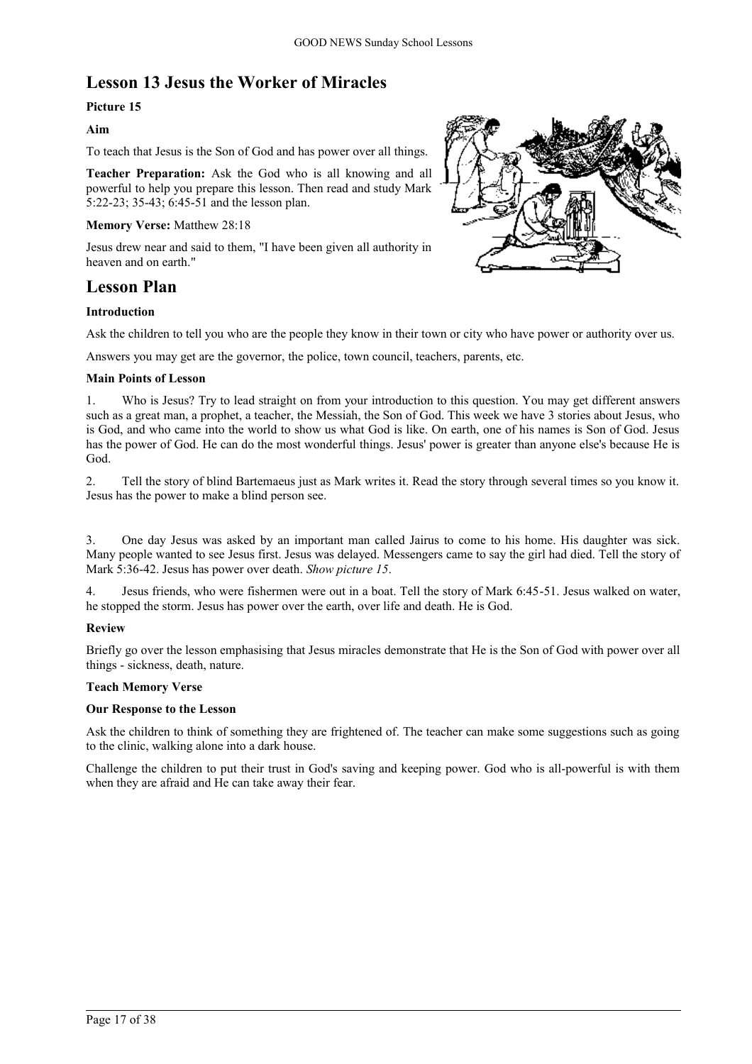# Lesson 13 Jesus the Worker of Miracles

**Picture 15**

**Aim**

To teach that Jesus is the Son of God and has power over all things.

**Teacher Preparation:** Ask the God who is all knowing and all powerful to help you prepare this lesson. Then read and study Mark 5:22-23; 35-43; 6:45-51 and the lesson plan.

**Memory Verse:** Matthew 28:18

Jesus drew near and said to them, "I have been given all authority in heaven and on earth."

## Lesson Plan

**Introduction**

Ask the children to tell you who are the people they know in their town or city who have power or authority over us.

Answers you may get are the governor, the police, town council, teachers, parents, etc.

**Main Points of Lesson**

1. Who is Jesus? Try to lead straight on from your introduction to this question. You may get different answers such as a great man, a prophet, a teacher, the Messiah, the Son of God. This week we have 3 stories about Jesus, who is God, and who came into the world to show us what God is like. On earth, one of his names is Son of God. Jesus has the power of God. He can do the most wonderful things. Jesus' power is greater than anyone else's because He is God.

2. Tell the story of blind Bartemaeus just as Mark writes it. Read the story through several times so you know it. Jesus has the power to make a blind person see.

3. One day Jesus was asked by an important man called Jairus to come to his home. His daughter was sick. Many people wanted to see Jesus first. Jesus was delayed. Messengers came to say the girl had died. Tell the story of Mark 5:36-42. Jesus has power over death. *Show picture 15*.

4. Jesus friends, who were fishermen were out in a boat. Tell the story of Mark 6:45-51. Jesus walked on water, he stopped the storm. Jesus has power over the earth, over life and death. He is God.

**Review**

Briefly go over the lesson emphasising that Jesus miracles demonstrate that He is the Son of God with power over all things - sickness, death, nature.

**Teach Memory Verse**

**Our Response to the Lesson**

Ask the children to think of something they are frightened of. The teacher can make some suggestions such as going to the clinic, walking alone into a dark house.

Challenge the children to put their trust in God's saving and keeping power. God who is all-powerful is with them when they are afraid and He can take away their fear.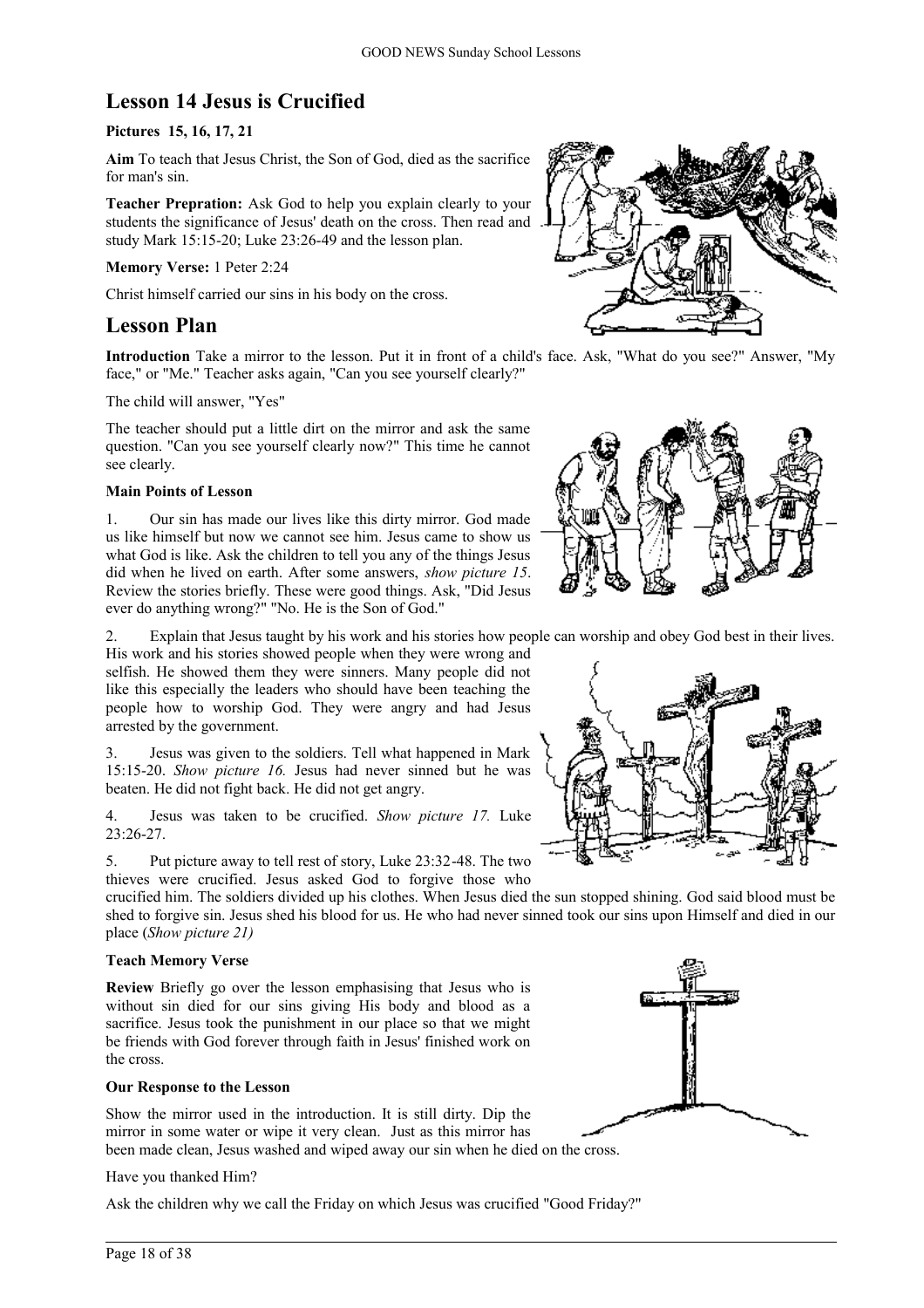## Lesson 14 Jesus is Crucified

**Pictures 15, 16, 17, 21**

**Aim** To teach that Jesus Christ, the Son of God, died as the sacrifice for man's sin.

**Teacher Prepration:** Ask God to help you explain clearly to your students the significance of Jesus' death on the cross. Then read and study Mark 15:15-20; Luke 23:26-49 and the lesson plan.

**Memory Verse:** 1 Peter 2:24

Christ himself carried our sins in his body on the cross.

## Lesson Plan

**Introduction** Take a mirror to the lesson. Put it in front of a child's face. Ask, "What do you see?" Answer, "My face," or "Me." Teacher asks again, "Can you see yourself clearly?"

The child will answer, "Yes"

The teacher should put a little dirt on the mirror and ask the same question. "Can you see yourself clearly now?" This time he cannot see clearly.

**Main Points of Lesson**

1. Our sin has made our lives like this dirty mirror. God made us like himself but now we cannot see him. Jesus came to show us what God is like. Ask the children to tell you any of the things Jesus did when he lived on earth. After some answers, *show picture 15*. Review the stories briefly. These were good things. Ask, "Did Jesus ever do anything wrong?" "No. He is the Son of God."

2. Explain that Jesus taught by his work and his stories how people can worship and obey God best in their lives. His work and his stories showed people when they were wrong and selfish. He showed them they were sinners. Many people did not like this especially the leaders who should have been teaching the people how to worship God. They were angry and had Jesus arrested by the government.

3. Jesus was given to the soldiers. Tell what happened in Mark 15:15-20. *Show picture 16.* Jesus had never sinned but he was beaten. He did not fight back. He did not get angry.

4. Jesus was taken to be crucified. *Show picture 17.* Luke 23:26-27.

5. Put picture away to tell rest of story, Luke 23:32-48. The two thieves were crucified. Jesus asked God to forgive those who crucified him. The soldiers divided up his clothes. When Jesus died the sun stopped shining. God said blood must be shed to forgive sin. Jesus shed his blood for us. He who had never sinned took our sins upon Himself and died in our place (*Show picture 21)*

**Teach Memory Verse**

**Review** Briefly go over the lesson emphasising that Jesus who is without sin died for our sins giving His body and blood as a sacrifice. Jesus took the punishment in our place so that we might be friends with God forever through faith in Jesus' finished work on the cross.

**Our Response to the Lesson**

Show the mirror used in the introduction. It is still dirty. Dip the mirror in some water or wipe it very clean. Just as this mirror has been made clean, Jesus washed and wiped away our sin when he died on the cross.

Have you thanked Him?

Ask the children why we call the Friday on which Jesus was crucified "Good Friday?"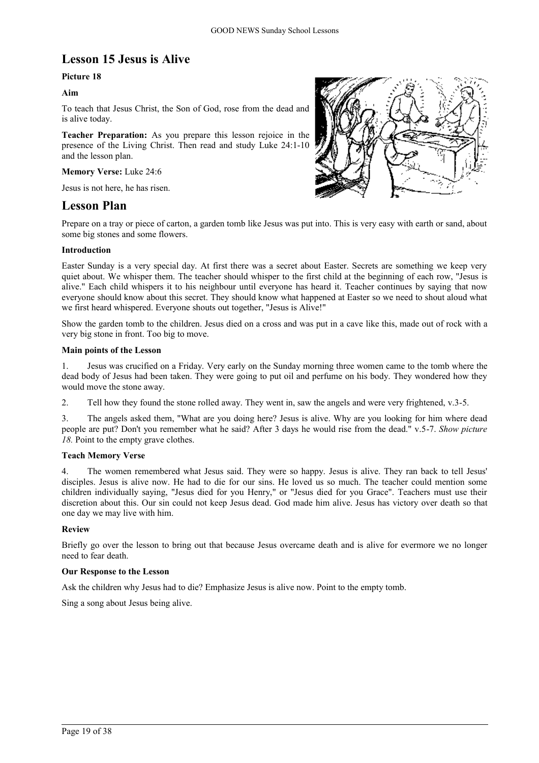## Lesson 15 Jesus is Alive

**Picture 18**

**Aim**

To teach that Jesus Christ, the Son of God, rose from the dead and is alive today.

**Teacher Preparation:** As you prepare this lesson rejoice in the presence of the Living Christ. Then read and study Luke 24:1-10 and the lesson plan.

**Memory Verse:** Luke 24:6

Jesus is not here, he has risen.

## Lesson Plan

Prepare on a tray or piece of carton, a garden tomb like Jesus was put into. This is very easy with earth or sand, about some big stones and some flowers.

**Introduction**

Easter Sunday is a very special day. At first there was a secret about Easter. Secrets are something we keep very quiet about. We whisper them. The teacher should whisper to the first child at the beginning of each row, "Jesus is alive." Each child whispers it to his neighbour until everyone has heard it. Teacher continues by saying that now everyone should know about this secret. They should know what happened at Easter so we need to shout aloud what we first heard whispered. Everyone shouts out together, "Jesus is Alive!"

Show the garden tomb to the children. Jesus died on a cross and was put in a cave like this, made out of rock with a very big stone in front. Too big to move.

**Main points of the Lesson**

1. Jesus was crucified on a Friday. Very early on the Sunday morning three women came to the tomb where the dead body of Jesus had been taken. They were going to put oil and perfume on his body. They wondered how they would move the stone away.

2. Tell how they found the stone rolled away. They went in, saw the angels and were very frightened, v.3-5.

3. The angels asked them, "What are you doing here? Jesus is alive. Why are you looking for him where dead people are put? Don't you remember what he said? After 3 days he would rise from the dead." v.5-7. *Show picture 18.* Point to the empty grave clothes.

**Teach Memory Verse**

4. The women remembered what Jesus said. They were so happy. Jesus is alive. They ran back to tell Jesus' disciples. Jesus is alive now. He had to die for our sins. He loved us so much. The teacher could mention some children individually saying, "Jesus died for you Henry," or "Jesus died for you Grace". Teachers must use their discretion about this. Our sin could not keep Jesus dead. God made him alive. Jesus has victory over death so that one day we may live with him.

**Review**

Briefly go over the lesson to bring out that because Jesus overcame death and is alive for evermore we no longer need to fear death.

**Our Response to the Lesson**

Ask the children why Jesus had to die? Emphasize Jesus is alive now. Point to the empty tomb.

Sing a song about Jesus being alive.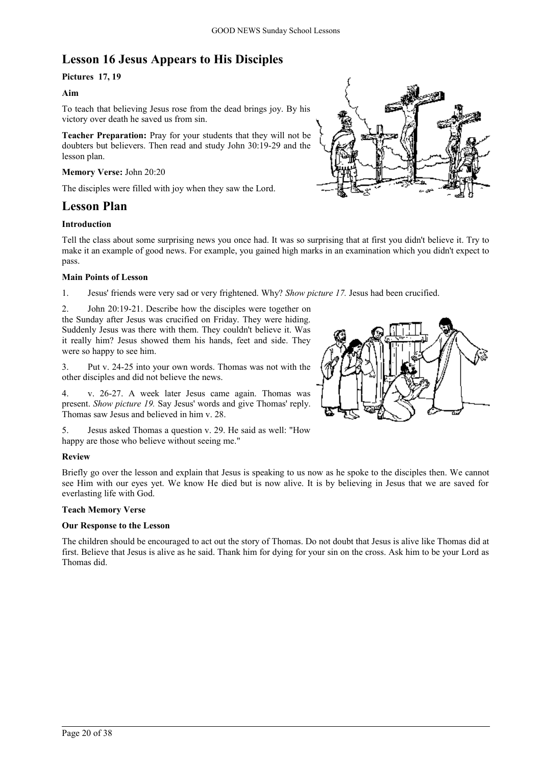## Lesson 16 Jesus Appears to His Disciples

**Pictures 17, 19**

**Aim**

To teach that believing Jesus rose from the dead brings joy. By his victory over death he saved us from sin.

**Teacher Preparation:** Pray for your students that they will not be doubters but believers. Then read and study John 30:19-29 and the lesson plan.

**Memory Verse:** John 20:20

The disciples were filled with joy when they saw the Lord.

## Lesson Plan

**Introduction**

Tell the class about some surprising news you once had. It was so surprising that at first you didn't believe it. Try to make it an example of good news. For example, you gained high marks in an examination which you didn't expect to pass.

**Main Points of Lesson**

1. Jesus' friends were very sad or very frightened. Why? *Show picture 17.* Jesus had been crucified.

2. John 20:19-21. Describe how the disciples were together on the Sunday after Jesus was crucified on Friday. They were hiding. Suddenly Jesus was there with them. They couldn't believe it. Was it really him? Jesus showed them his hands, feet and side. They were so happy to see him.

3. Put v. 24-25 into your own words. Thomas was not with the other disciples and did not believe the news.

4. v. 26-27. A week later Jesus came again. Thomas was present. *Show picture 19.* Say Jesus' words and give Thomas' reply. Thomas saw Jesus and believed in him v. 28.

5. Jesus asked Thomas a question v. 29. He said as well: "How happy are those who believe without seeing me."

**Review**

Briefly go over the lesson and explain that Jesus is speaking to us now as he spoke to the disciples then. We cannot see Him with our eyes yet. We know He died but is now alive. It is by believing in Jesus that we are saved for everlasting life with God.

**Teach Memory Verse**

**Our Response to the Lesson**

The children should be encouraged to act out the story of Thomas. Do not doubt that Jesus is alive like Thomas did at first. Believe that Jesus is alive as he said. Thank him for dying for your sin on the cross. Ask him to be your Lord as Thomas did.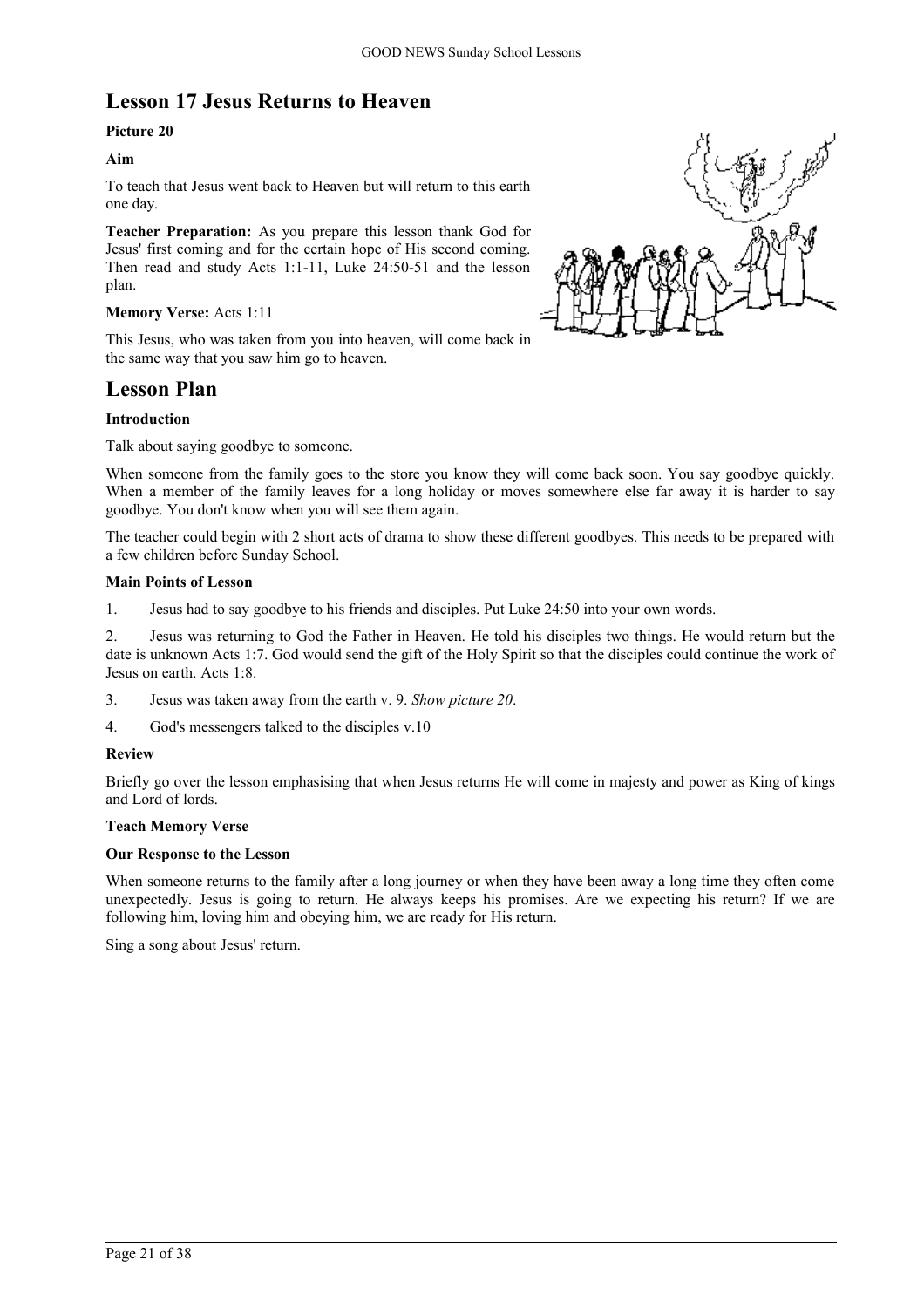# Lesson 17 Jesus Returns to Heaven

**Picture 20**

**Aim**

To teach that Jesus went back to Heaven but will return to this earth one day.

**Teacher Preparation:** As you prepare this lesson thank God for Jesus' first coming and for the certain hope of His second coming. Then read and study Acts 1:1-11, Luke 24:50-51 and the lesson plan.

**Memory Verse:** Acts 1:11

This Jesus, who was taken from you into heaven, will come back in the same way that you saw him go to heaven.

# Lesson Plan

**Introduction**

Talk about saying goodbye to someone.

When someone from the family goes to the store you know they will come back soon. You say goodbye quickly. When a member of the family leaves for a long holiday or moves somewhere else far away it is harder to say goodbye. You don't know when you will see them again.

The teacher could begin with 2 short acts of drama to show these different goodbyes. This needs to be prepared with a few children before Sunday School.

**Main Points of Lesson**

1. Jesus had to say goodbye to his friends and disciples. Put Luke 24:50 into your own words.
2. Jesus was returning to God the Father in Heaven. He told his disciples two things. He would return but the date is unknown Acts 1:7. God would send the gift of the Holy Spirit so that the disciples could continue the work of Jesus on earth. Acts 1:8.
3. Jesus was taken away from the earth v. 9. *Show picture 20*.
4. God's messengers talked to the disciples v.10

**Review**

Briefly go over the lesson emphasising that when Jesus returns He will come in majesty and power as King of kings and Lord of lords.

**Teach Memory Verse**

**Our Response to the Lesson**

When someone returns to the family after a long journey or when they have been away a long time they often come unexpectedly. Jesus is going to return. He always keeps his promises. Are we expecting his return? If we are following him, loving him and obeying him, we are ready for His return.

Sing a song about Jesus' return.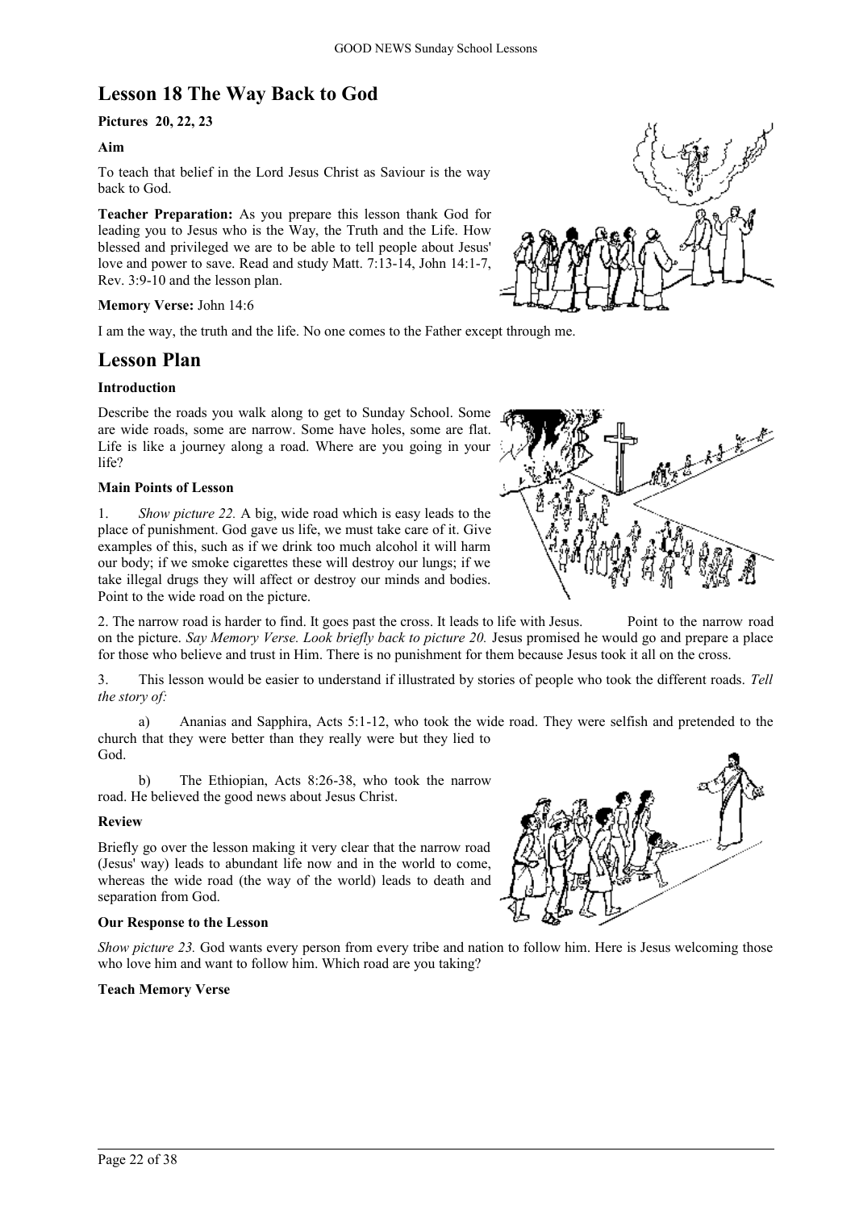## Lesson 18 The Way Back to God

**Pictures 20, 22, 23**

**Aim**

To teach that belief in the Lord Jesus Christ as Saviour is the way back to God.

**Teacher Preparation:** As you prepare this lesson thank God for leading you to Jesus who is the Way, the Truth and the Life. How blessed and privileged we are to be able to tell people about Jesus' love and power to save. Read and study Matt. 7:13-14, John 14:1-7, Rev. 3:9-10 and the lesson plan.

**Memory Verse:** John 14:6

I am the way, the truth and the life. No one comes to the Father except through me.

## Lesson Plan

**Introduction**

Describe the roads you walk along to get to Sunday School. Some are wide roads, some are narrow. Some have holes, some are flat. Life is like a journey along a road. Where are you going in your life?

**Main Points of Lesson**

1. *Show picture 22.* A big, wide road which is easy leads to the place of punishment. God gave us life, we must take care of it. Give examples of this, such as if we drink too much alcohol it will harm our body; if we smoke cigarettes these will destroy our lungs; if we take illegal drugs they will affect or destroy our minds and bodies. Point to the wide road on the picture.

2. The narrow road is harder to find. It goes past the cross. It leads to life with Jesus. Point to the narrow road on the picture. *Say Memory Verse. Look briefly back to picture 20.* Jesus promised he would go and prepare a place for those who believe and trust in Him. There is no punishment for them because Jesus took it all on the cross.

3. This lesson would be easier to understand if illustrated by stories of people who took the different roads. *Tell the story of:*

   a) Ananias and Sapphira, Acts 5:1-12, who took the wide road. They were selfish and pretended to the church that they were better than they really were but they lied to God.

   b) The Ethiopian, Acts 8:26-38, who took the narrow road. He believed the good news about Jesus Christ.

**Review**

Briefly go over the lesson making it very clear that the narrow road (Jesus' way) leads to abundant life now and in the world to come, whereas the wide road (the way of the world) leads to death and separation from God.

**Our Response to the Lesson**

*Show picture 23.* God wants every person from every tribe and nation to follow him. Here is Jesus welcoming those who love him and want to follow him. Which road are you taking?

**Teach Memory Verse**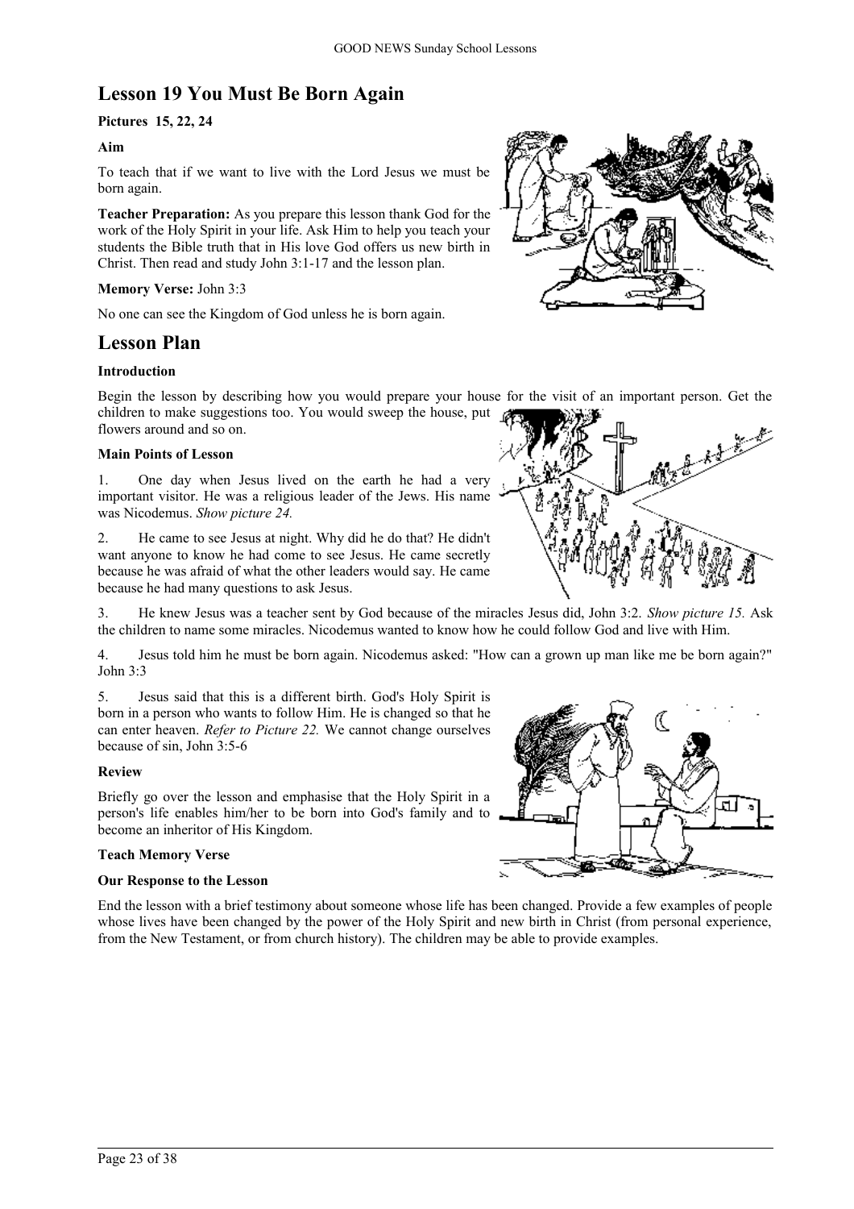## Lesson 19 You Must Be Born Again

**Pictures 15, 22, 24**

**Aim**

To teach that if we want to live with the Lord Jesus we must be born again.

**Teacher Preparation:** As you prepare this lesson thank God for the work of the Holy Spirit in your life. Ask Him to help you teach your students the Bible truth that in His love God offers us new birth in Christ. Then read and study John 3:1-17 and the lesson plan.

**Memory Verse:** John 3:3

No one can see the Kingdom of God unless he is born again.

## Lesson Plan

**Introduction**

Begin the lesson by describing how you would prepare your house for the visit of an important person. Get the children to make suggestions too. You would sweep the house, put flowers around and so on.

**Main Points of Lesson**

1. One day when Jesus lived on the earth he had a very important visitor. He was a religious leader of the Jews. His name was Nicodemus. *Show picture 24.*

2. He came to see Jesus at night. Why did he do that? He didn't want anyone to know he had come to see Jesus. He came secretly because he was afraid of what the other leaders would say. He came because he had many questions to ask Jesus.

3. He knew Jesus was a teacher sent by God because of the miracles Jesus did, John 3:2. *Show picture 15.* Ask the children to name some miracles. Nicodemus wanted to know how he could follow God and live with Him.

4. Jesus told him he must be born again. Nicodemus asked: "How can a grown up man like me be born again?" John 3:3

5. Jesus said that this is a different birth. God's Holy Spirit is born in a person who wants to follow Him. He is changed so that he can enter heaven. *Refer to Picture 22.* We cannot change ourselves because of sin, John 3:5-6

**Review**

Briefly go over the lesson and emphasise that the Holy Spirit in a person's life enables him/her to be born into God's family and to become an inheritor of His Kingdom.

**Teach Memory Verse**

**Our Response to the Lesson**

End the lesson with a brief testimony about someone whose life has been changed. Provide a few examples of people whose lives have been changed by the power of the Holy Spirit and new birth in Christ (from personal experience, from the New Testament, or from church history). The children may be able to provide examples.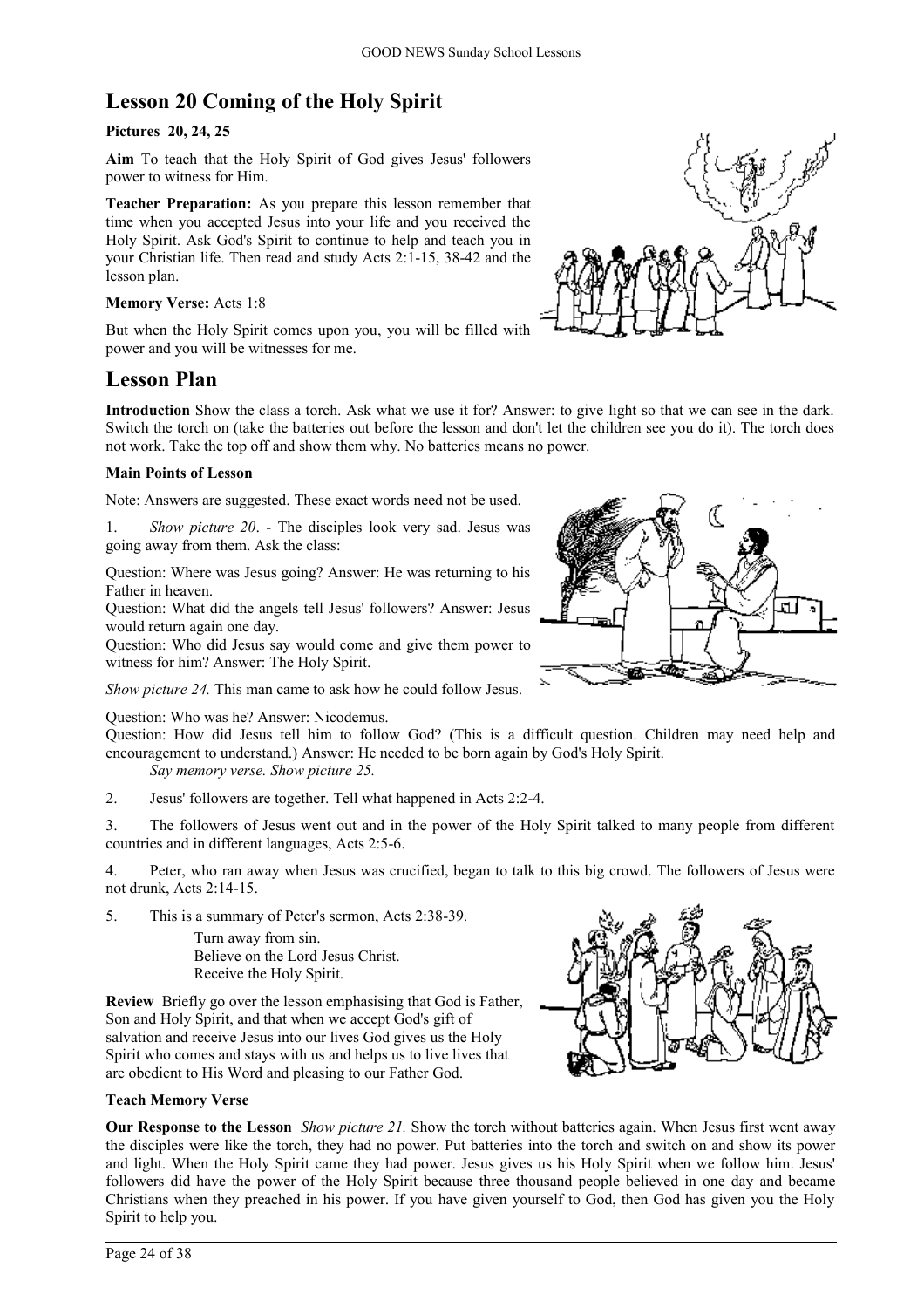## Lesson 20 Coming of the Holy Spirit

**Pictures 20, 24, 25**

**Aim** To teach that the Holy Spirit of God gives Jesus' followers power to witness for Him.

**Teacher Preparation:** As you prepare this lesson remember that time when you accepted Jesus into your life and you received the Holy Spirit. Ask God's Spirit to continue to help and teach you in your Christian life. Then read and study Acts 2:1-15, 38-42 and the lesson plan.

**Memory Verse:** Acts 1:8

But when the Holy Spirit comes upon you, you will be filled with power and you will be witnesses for me.

## Lesson Plan

**Introduction** Show the class a torch. Ask what we use it for? Answer: to give light so that we can see in the dark. Switch the torch on (take the batteries out before the lesson and don't let the children see you do it). The torch does not work. Take the top off and show them why. No batteries means no power.

**Main Points of Lesson**

Note: Answers are suggested. These exact words need not be used.

1. *Show picture 20*. - The disciples look very sad. Jesus was going away from them. Ask the class:

Question: Where was Jesus going? Answer: He was returning to his Father in heaven.
Question: What did the angels tell Jesus' followers? Answer: Jesus would return again one day.
Question: Who did Jesus say would come and give them power to witness for him? Answer: The Holy Spirit.

*Show picture 24.* This man came to ask how he could follow Jesus.

Question: Who was he? Answer: Nicodemus.
Question: How did Jesus tell him to follow God? (This is a difficult question. Children may need help and encouragement to understand.) Answer: He needed to be born again by God's Holy Spirit.
*Say memory verse. Show picture 25.*

2. Jesus' followers are together. Tell what happened in Acts 2:2-4.

3. The followers of Jesus went out and in the power of the Holy Spirit talked to many people from different countries and in different languages, Acts 2:5-6.

4. Peter, who ran away when Jesus was crucified, began to talk to this big crowd. The followers of Jesus were not drunk, Acts 2:14-15.

5. This is a summary of Peter's sermon, Acts 2:38-39.

   Turn away from sin.
   Believe on the Lord Jesus Christ.
   Receive the Holy Spirit.

**Review** Briefly go over the lesson emphasising that God is Father, Son and Holy Spirit, and that when we accept God's gift of salvation and receive Jesus into our lives God gives us the Holy Spirit who comes and stays with us and helps us to live lives that are obedient to His Word and pleasing to our Father God.

**Teach Memory Verse**

**Our Response to the Lesson** *Show picture 21.* Show the torch without batteries again. When Jesus first went away the disciples were like the torch, they had no power. Put batteries into the torch and switch on and show its power and light. When the Holy Spirit came they had power. Jesus gives us his Holy Spirit when we follow him. Jesus' followers did have the power of the Holy Spirit because three thousand people believed in one day and became Christians when they preached in his power. If you have given yourself to God, then God has given you the Holy Spirit to help you.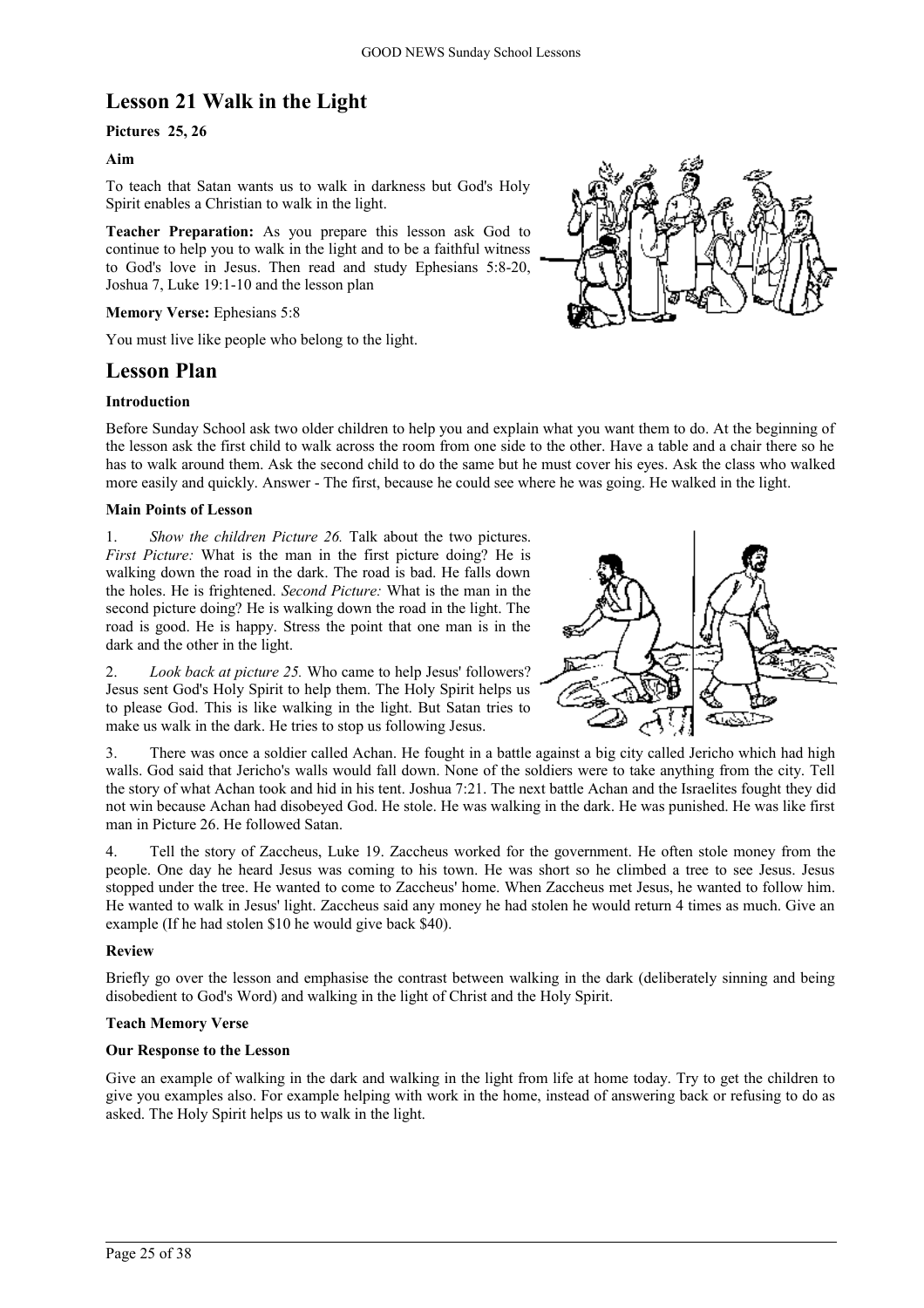## Lesson 21 Walk in the Light

**Pictures 25, 26**

**Aim**

To teach that Satan wants us to walk in darkness but God's Holy Spirit enables a Christian to walk in the light.

**Teacher Preparation:** As you prepare this lesson ask God to continue to help you to walk in the light and to be a faithful witness to God's love in Jesus. Then read and study Ephesians 5:8-20, Joshua 7, Luke 19:1-10 and the lesson plan

**Memory Verse:** Ephesians 5:8

You must live like people who belong to the light.

## Lesson Plan

**Introduction**

Before Sunday School ask two older children to help you and explain what you want them to do. At the beginning of the lesson ask the first child to walk across the room from one side to the other. Have a table and a chair there so he has to walk around them. Ask the second child to do the same but he must cover his eyes. Ask the class who walked more easily and quickly. Answer - The first, because he could see where he was going. He walked in the light.

**Main Points of Lesson**

1. *Show the children Picture 26.* Talk about the two pictures. *First Picture:* What is the man in the first picture doing? He is walking down the road in the dark. The road is bad. He falls down the holes. He is frightened. *Second Picture:* What is the man in the second picture doing? He is walking down the road in the light. The road is good. He is happy. Stress the point that one man is in the dark and the other in the light.

2. *Look back at picture 25.* Who came to help Jesus' followers? Jesus sent God's Holy Spirit to help them. The Holy Spirit helps us to please God. This is like walking in the light. But Satan tries to make us walk in the dark. He tries to stop us following Jesus.

3. There was once a soldier called Achan. He fought in a battle against a big city called Jericho which had high walls. God said that Jericho's walls would fall down. None of the soldiers were to take anything from the city. Tell the story of what Achan took and hid in his tent. Joshua 7:21. The next battle Achan and the Israelites fought they did not win because Achan had disobeyed God. He stole. He was walking in the dark. He was punished. He was like first man in Picture 26. He followed Satan.

4. Tell the story of Zaccheus, Luke 19. Zaccheus worked for the government. He often stole money from the people. One day he heard Jesus was coming to his town. He was short so he climbed a tree to see Jesus. Jesus stopped under the tree. He wanted to come to Zaccheus' home. When Zaccheus met Jesus, he wanted to follow him. He wanted to walk in Jesus' light. Zaccheus said any money he had stolen he would return 4 times as much. Give an example (If he had stolen $10 he would give back $40).

**Review**

Briefly go over the lesson and emphasise the contrast between walking in the dark (deliberately sinning and being disobedient to God's Word) and walking in the light of Christ and the Holy Spirit.

**Teach Memory Verse**

**Our Response to the Lesson**

Give an example of walking in the dark and walking in the light from life at home today. Try to get the children to give you examples also. For example helping with work in the home, instead of answering back or refusing to do as asked. The Holy Spirit helps us to walk in the light.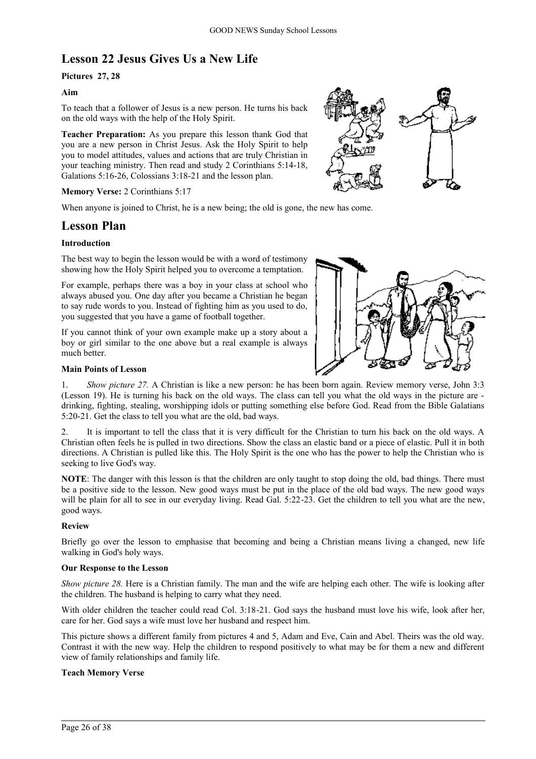## Lesson 22 Jesus Gives Us a New Life

**Pictures 27, 28**

**Aim**

To teach that a follower of Jesus is a new person. He turns his back on the old ways with the help of the Holy Spirit.

**Teacher Preparation:** As you prepare this lesson thank God that you are a new person in Christ Jesus. Ask the Holy Spirit to help you to model attitudes, values and actions that are truly Christian in your teaching ministry. Then read and study 2 Corinthians 5:14-18, Galations 5:16-26, Colossians 3:18-21 and the lesson plan.

**Memory Verse:** 2 Corinthians 5:17

When anyone is joined to Christ, he is a new being; the old is gone, the new has come.

## Lesson Plan

**Introduction**

The best way to begin the lesson would be with a word of testimony showing how the Holy Spirit helped you to overcome a temptation.

For example, perhaps there was a boy in your class at school who always abused you. One day after you became a Christian he began to say rude words to you. Instead of fighting him as you used to do, you suggested that you have a game of football together.

If you cannot think of your own example make up a story about a boy or girl similar to the one above but a real example is always much better.

**Main Points of Lesson**

1. *Show picture 27.* A Christian is like a new person: he has been born again. Review memory verse, John 3:3 (Lesson 19). He is turning his back on the old ways. The class can tell you what the old ways in the picture are - drinking, fighting, stealing, worshipping idols or putting something else before God. Read from the Bible Galatians 5:20-21. Get the class to tell you what are the old, bad ways.

2. It is important to tell the class that it is very difficult for the Christian to turn his back on the old ways. A Christian often feels he is pulled in two directions. Show the class an elastic band or a piece of elastic. Pull it in both directions. A Christian is pulled like this. The Holy Spirit is the one who has the power to help the Christian who is seeking to live God's way.

**NOTE**: The danger with this lesson is that the children are only taught to stop doing the old, bad things. There must be a positive side to the lesson. New good ways must be put in the place of the old bad ways. The new good ways will be plain for all to see in our everyday living. Read Gal. 5:22-23. Get the children to tell you what are the new, good ways.

**Review**

Briefly go over the lesson to emphasise that becoming and being a Christian means living a changed, new life walking in God's holy ways.

**Our Response to the Lesson**

*Show picture 28.* Here is a Christian family. The man and the wife are helping each other. The wife is looking after the children. The husband is helping to carry what they need.

With older children the teacher could read Col. 3:18-21. God says the husband must love his wife, look after her, care for her. God says a wife must love her husband and respect him.

This picture shows a different family from pictures 4 and 5, Adam and Eve, Cain and Abel. Theirs was the old way. Contrast it with the new way. Help the children to respond positively to what may be for them a new and different view of family relationships and family life.

**Teach Memory Verse**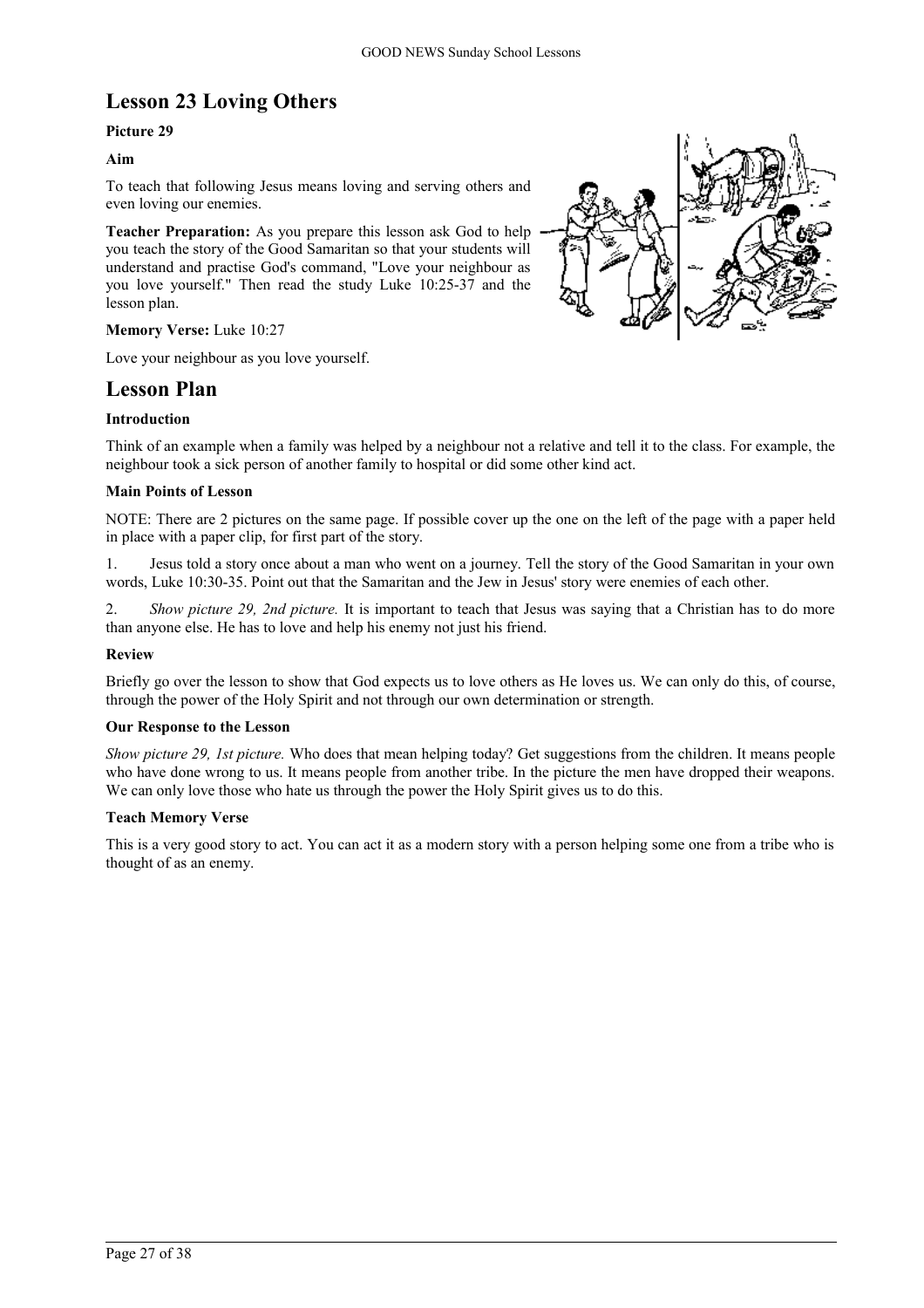## Lesson 23 Loving Others

**Picture 29**

**Aim**

To teach that following Jesus means loving and serving others and even loving our enemies.

**Teacher Preparation:** As you prepare this lesson ask God to help you teach the story of the Good Samaritan so that your students will understand and practise God's command, "Love your neighbour as you love yourself." Then read the study Luke 10:25-37 and the lesson plan.

**Memory Verse:** Luke 10:27

Love your neighbour as you love yourself.

## Lesson Plan

**Introduction**

Think of an example when a family was helped by a neighbour not a relative and tell it to the class. For example, the neighbour took a sick person of another family to hospital or did some other kind act.

**Main Points of Lesson**

NOTE: There are 2 pictures on the same page. If possible cover up the one on the left of the page with a paper held in place with a paper clip, for first part of the story.

1. Jesus told a story once about a man who went on a journey. Tell the story of the Good Samaritan in your own words, Luke 10:30-35. Point out that the Samaritan and the Jew in Jesus' story were enemies of each other.

2. *Show picture 29, 2nd picture.* It is important to teach that Jesus was saying that a Christian has to do more than anyone else. He has to love and help his enemy not just his friend.

**Review**

Briefly go over the lesson to show that God expects us to love others as He loves us. We can only do this, of course, through the power of the Holy Spirit and not through our own determination or strength.

**Our Response to the Lesson**

*Show picture 29, 1st picture.* Who does that mean helping today? Get suggestions from the children. It means people who have done wrong to us. It means people from another tribe. In the picture the men have dropped their weapons. We can only love those who hate us through the power the Holy Spirit gives us to do this.

**Teach Memory Verse**

This is a very good story to act. You can act it as a modern story with a person helping some one from a tribe who is thought of as an enemy.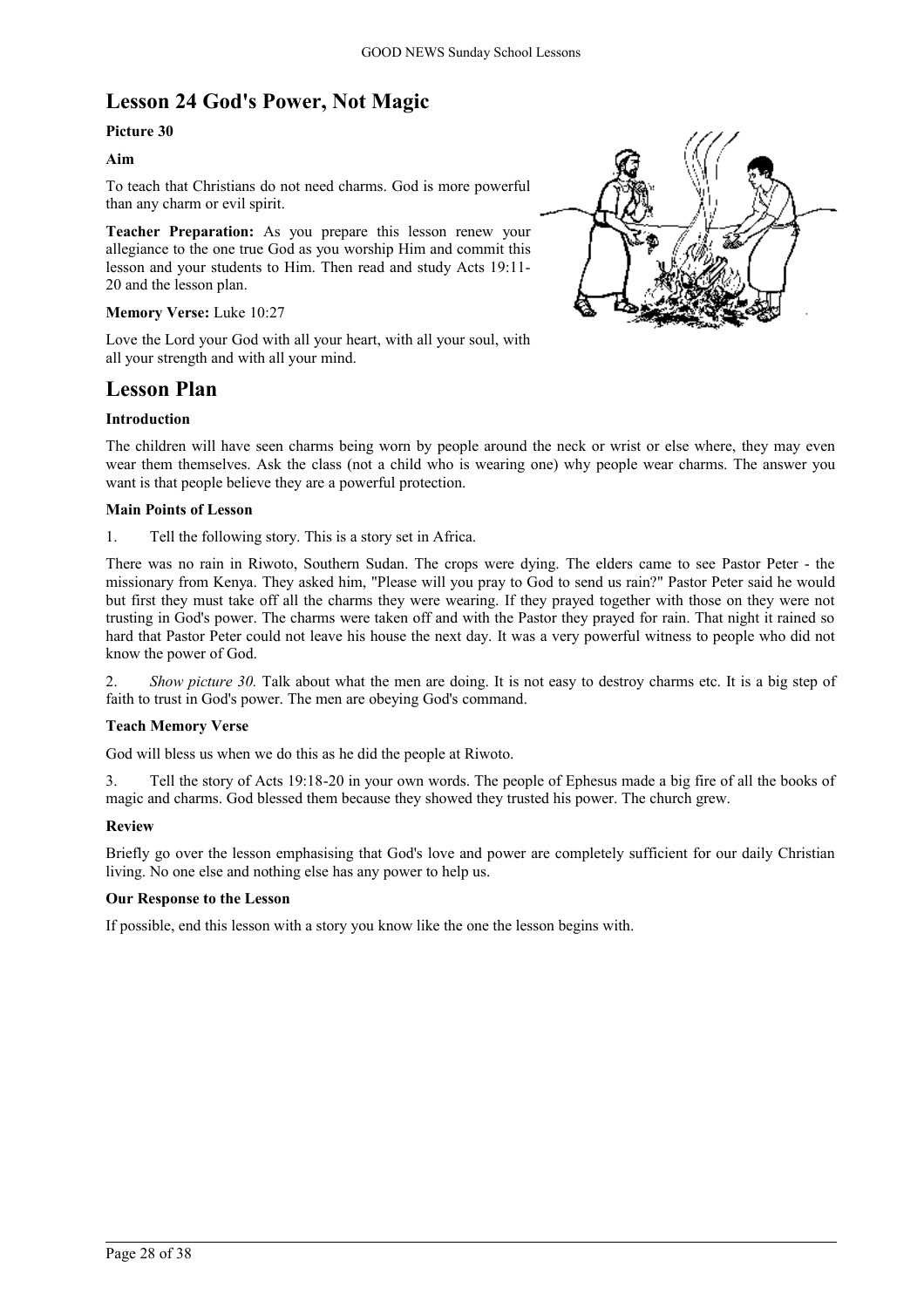# Lesson 24 God's Power, Not Magic

**Picture 30**

**Aim**

To teach that Christians do not need charms. God is more powerful than any charm or evil spirit.

**Teacher Preparation:** As you prepare this lesson renew your allegiance to the one true God as you worship Him and commit this lesson and your students to Him. Then read and study Acts 19:11-20 and the lesson plan.

**Memory Verse:** Luke 10:27

Love the Lord your God with all your heart, with all your soul, with all your strength and with all your mind.

## Lesson Plan

**Introduction**

The children will have seen charms being worn by people around the neck or wrist or else where, they may even wear them themselves. Ask the class (not a child who is wearing one) why people wear charms. The answer you want is that people believe they are a powerful protection.

**Main Points of Lesson**

1. Tell the following story. This is a story set in Africa.

There was no rain in Riwoto, Southern Sudan. The crops were dying. The elders came to see Pastor Peter - the missionary from Kenya. They asked him, "Please will you pray to God to send us rain?" Pastor Peter said he would but first they must take off all the charms they were wearing. If they prayed together with those on they were not trusting in God's power. The charms were taken off and with the Pastor they prayed for rain. That night it rained so hard that Pastor Peter could not leave his house the next day. It was a very powerful witness to people who did not know the power of God.

2. *Show picture 30.* Talk about what the men are doing. It is not easy to destroy charms etc. It is a big step of faith to trust in God's power. The men are obeying God's command.

**Teach Memory Verse**

God will bless us when we do this as he did the people at Riwoto.

3. Tell the story of Acts 19:18-20 in your own words. The people of Ephesus made a big fire of all the books of magic and charms. God blessed them because they showed they trusted his power. The church grew.

**Review**

Briefly go over the lesson emphasising that God's love and power are completely sufficient for our daily Christian living. No one else and nothing else has any power to help us.

**Our Response to the Lesson**

If possible, end this lesson with a story you know like the one the lesson begins with.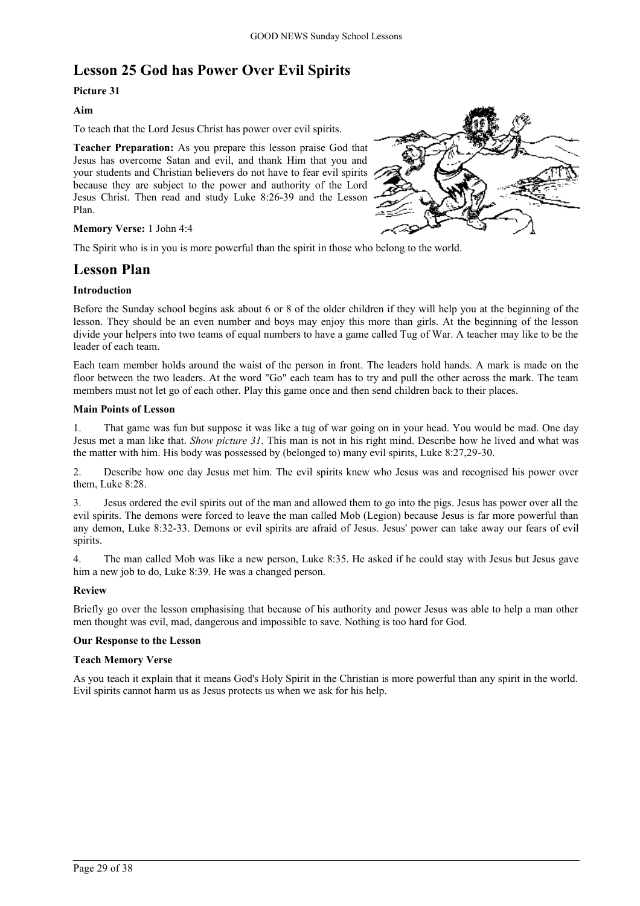## Lesson 25 God has Power Over Evil Spirits

**Picture 31**

**Aim**

To teach that the Lord Jesus Christ has power over evil spirits.

**Teacher Preparation:** As you prepare this lesson praise God that Jesus has overcome Satan and evil, and thank Him that you and your students and Christian believers do not have to fear evil spirits because they are subject to the power and authority of the Lord Jesus Christ. Then read and study Luke 8:26-39 and the Lesson Plan.

**Memory Verse:** 1 John 4:4

The Spirit who is in you is more powerful than the spirit in those who belong to the world.

## Lesson Plan

**Introduction**

Before the Sunday school begins ask about 6 or 8 of the older children if they will help you at the beginning of the lesson. They should be an even number and boys may enjoy this more than girls. At the beginning of the lesson divide your helpers into two teams of equal numbers to have a game called Tug of War. A teacher may like to be the leader of each team.

Each team member holds around the waist of the person in front. The leaders hold hands. A mark is made on the floor between the two leaders. At the word "Go" each team has to try and pull the other across the mark. The team members must not let go of each other. Play this game once and then send children back to their places.

**Main Points of Lesson**

1. That game was fun but suppose it was like a tug of war going on in your head. You would be mad. One day Jesus met a man like that. *Show picture 31*. This man is not in his right mind. Describe how he lived and what was the matter with him. His body was possessed by (belonged to) many evil spirits, Luke 8:27,29-30.

2. Describe how one day Jesus met him. The evil spirits knew who Jesus was and recognised his power over them, Luke 8:28.

3. Jesus ordered the evil spirits out of the man and allowed them to go into the pigs. Jesus has power over all the evil spirits. The demons were forced to leave the man called Mob (Legion) because Jesus is far more powerful than any demon, Luke 8:32-33. Demons or evil spirits are afraid of Jesus. Jesus' power can take away our fears of evil spirits.

4. The man called Mob was like a new person, Luke 8:35. He asked if he could stay with Jesus but Jesus gave him a new job to do, Luke 8:39. He was a changed person.

**Review**

Briefly go over the lesson emphasising that because of his authority and power Jesus was able to help a man other men thought was evil, mad, dangerous and impossible to save. Nothing is too hard for God.

**Our Response to the Lesson**

**Teach Memory Verse**

As you teach it explain that it means God's Holy Spirit in the Christian is more powerful than any spirit in the world. Evil spirits cannot harm us as Jesus protects us when we ask for his help.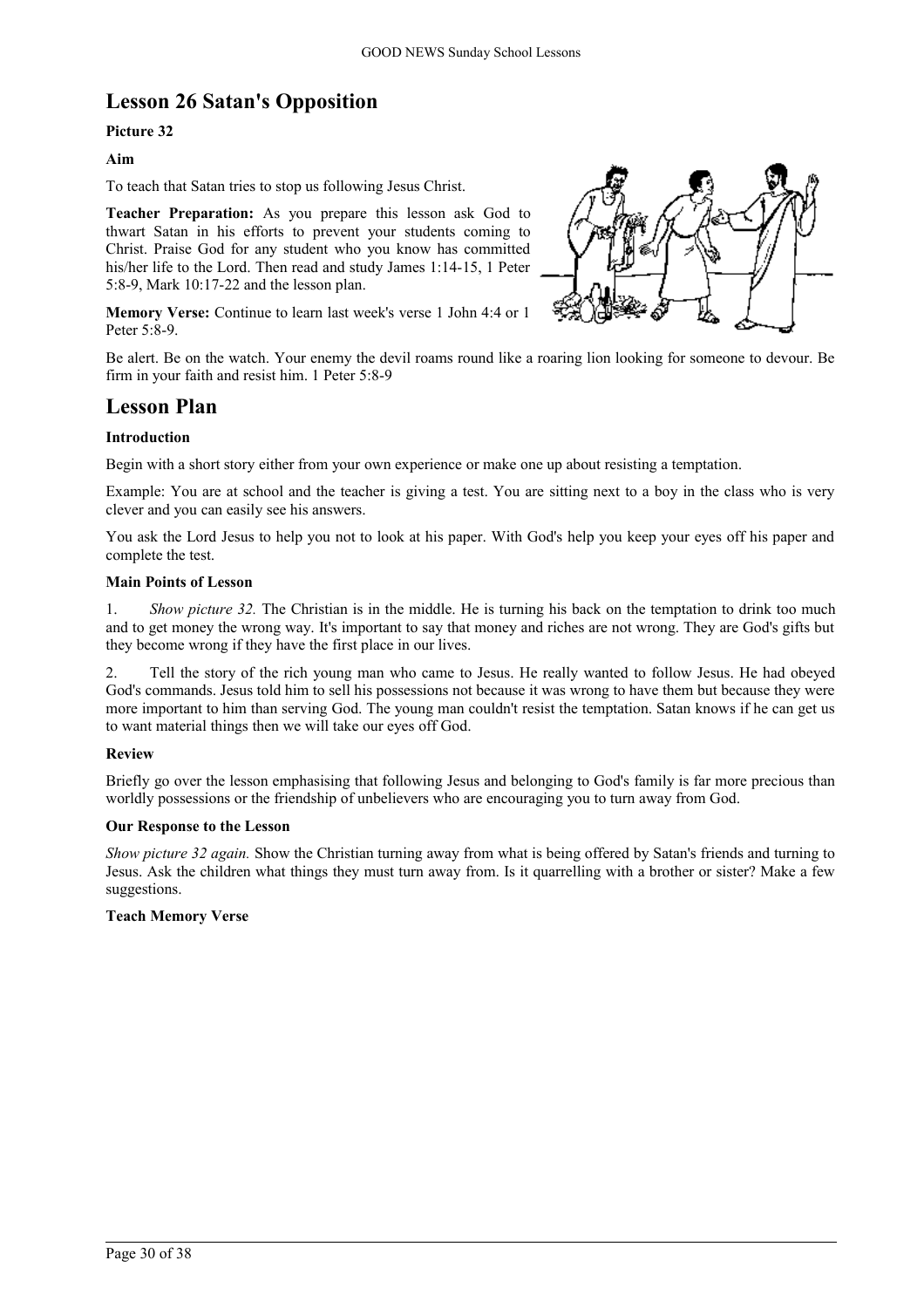## Lesson 26 Satan's Opposition

**Picture 32**

**Aim**

To teach that Satan tries to stop us following Jesus Christ.

**Teacher Preparation:** As you prepare this lesson ask God to thwart Satan in his efforts to prevent your students coming to Christ. Praise God for any student who you know has committed his/her life to the Lord. Then read and study James 1:14-15, 1 Peter 5:8-9, Mark 10:17-22 and the lesson plan.

**Memory Verse:** Continue to learn last week's verse 1 John 4:4 or 1 Peter 5:8-9.

Be alert. Be on the watch. Your enemy the devil roams round like a roaring lion looking for someone to devour. Be firm in your faith and resist him. 1 Peter 5:8-9

## Lesson Plan

**Introduction**

Begin with a short story either from your own experience or make one up about resisting a temptation.

Example: You are at school and the teacher is giving a test. You are sitting next to a boy in the class who is very clever and you can easily see his answers.

You ask the Lord Jesus to help you not to look at his paper. With God's help you keep your eyes off his paper and complete the test.

**Main Points of Lesson**

1. *Show picture 32.* The Christian is in the middle. He is turning his back on the temptation to drink too much and to get money the wrong way. It's important to say that money and riches are not wrong. They are God's gifts but they become wrong if they have the first place in our lives.

2. Tell the story of the rich young man who came to Jesus. He really wanted to follow Jesus. He had obeyed God's commands. Jesus told him to sell his possessions not because it was wrong to have them but because they were more important to him than serving God. The young man couldn't resist the temptation. Satan knows if he can get us to want material things then we will take our eyes off God.

**Review**

Briefly go over the lesson emphasising that following Jesus and belonging to God's family is far more precious than worldly possessions or the friendship of unbelievers who are encouraging you to turn away from God.

**Our Response to the Lesson**

*Show picture 32 again.* Show the Christian turning away from what is being offered by Satan's friends and turning to Jesus. Ask the children what things they must turn away from. Is it quarrelling with a brother or sister? Make a few suggestions.

**Teach Memory Verse**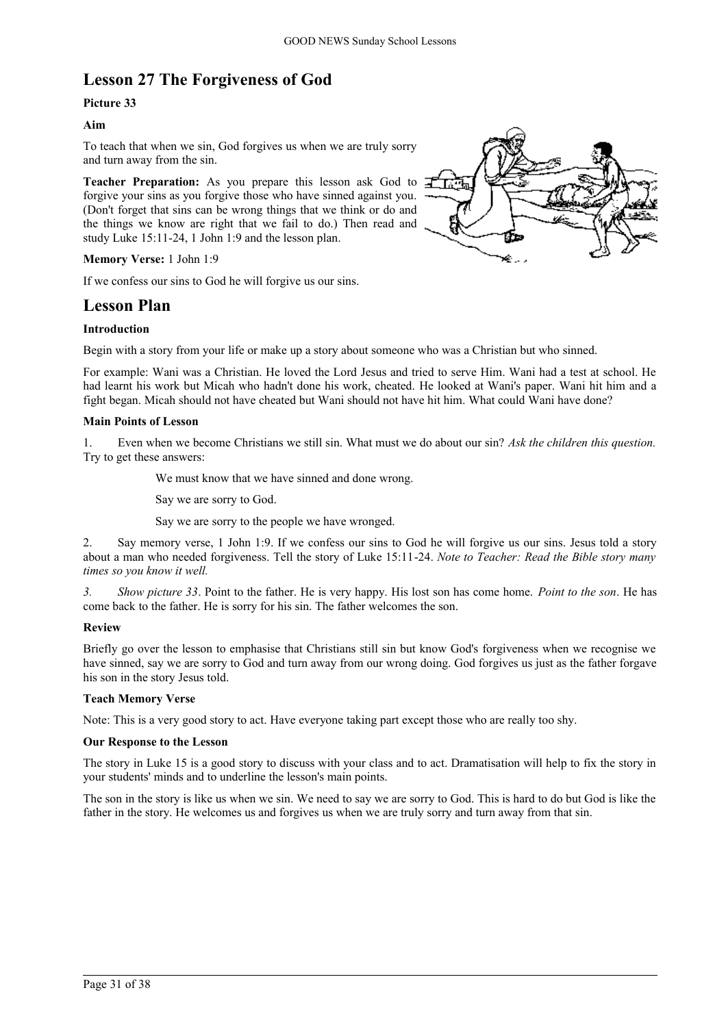## Lesson 27 The Forgiveness of God

**Picture 33**

**Aim**

To teach that when we sin, God forgives us when we are truly sorry and turn away from the sin.

**Teacher Preparation:** As you prepare this lesson ask God to forgive your sins as you forgive those who have sinned against you. (Don't forget that sins can be wrong things that we think or do and the things we know are right that we fail to do.) Then read and study Luke 15:11-24, 1 John 1:9 and the lesson plan.

**Memory Verse:** 1 John 1:9

If we confess our sins to God he will forgive us our sins.

## Lesson Plan

**Introduction**

Begin with a story from your life or make up a story about someone who was a Christian but who sinned.

For example: Wani was a Christian. He loved the Lord Jesus and tried to serve Him. Wani had a test at school. He had learnt his work but Micah who hadn't done his work, cheated. He looked at Wani's paper. Wani hit him and a fight began. Micah should not have cheated but Wani should not have hit him. What could Wani have done?

**Main Points of Lesson**

1. Even when we become Christians we still sin. What must we do about our sin? *Ask the children this question.* Try to get these answers:

 We must know that we have sinned and done wrong.

 Say we are sorry to God.

 Say we are sorry to the people we have wronged.

2. Say memory verse, 1 John 1:9. If we confess our sins to God he will forgive us our sins. Jesus told a story about a man who needed forgiveness. Tell the story of Luke 15:11-24. *Note to Teacher: Read the Bible story many times so you know it well.*

3. *Show picture 33*. Point to the father. He is very happy. His lost son has come home. *Point to the son*. He has come back to the father. He is sorry for his sin. The father welcomes the son.

**Review**

Briefly go over the lesson to emphasise that Christians still sin but know God's forgiveness when we recognise we have sinned, say we are sorry to God and turn away from our wrong doing. God forgives us just as the father forgave his son in the story Jesus told.

**Teach Memory Verse**

Note: This is a very good story to act. Have everyone taking part except those who are really too shy.

**Our Response to the Lesson**

The story in Luke 15 is a good story to discuss with your class and to act. Dramatisation will help to fix the story in your students' minds and to underline the lesson's main points.

The son in the story is like us when we sin. We need to say we are sorry to God. This is hard to do but God is like the father in the story. He welcomes us and forgives us when we are truly sorry and turn away from that sin.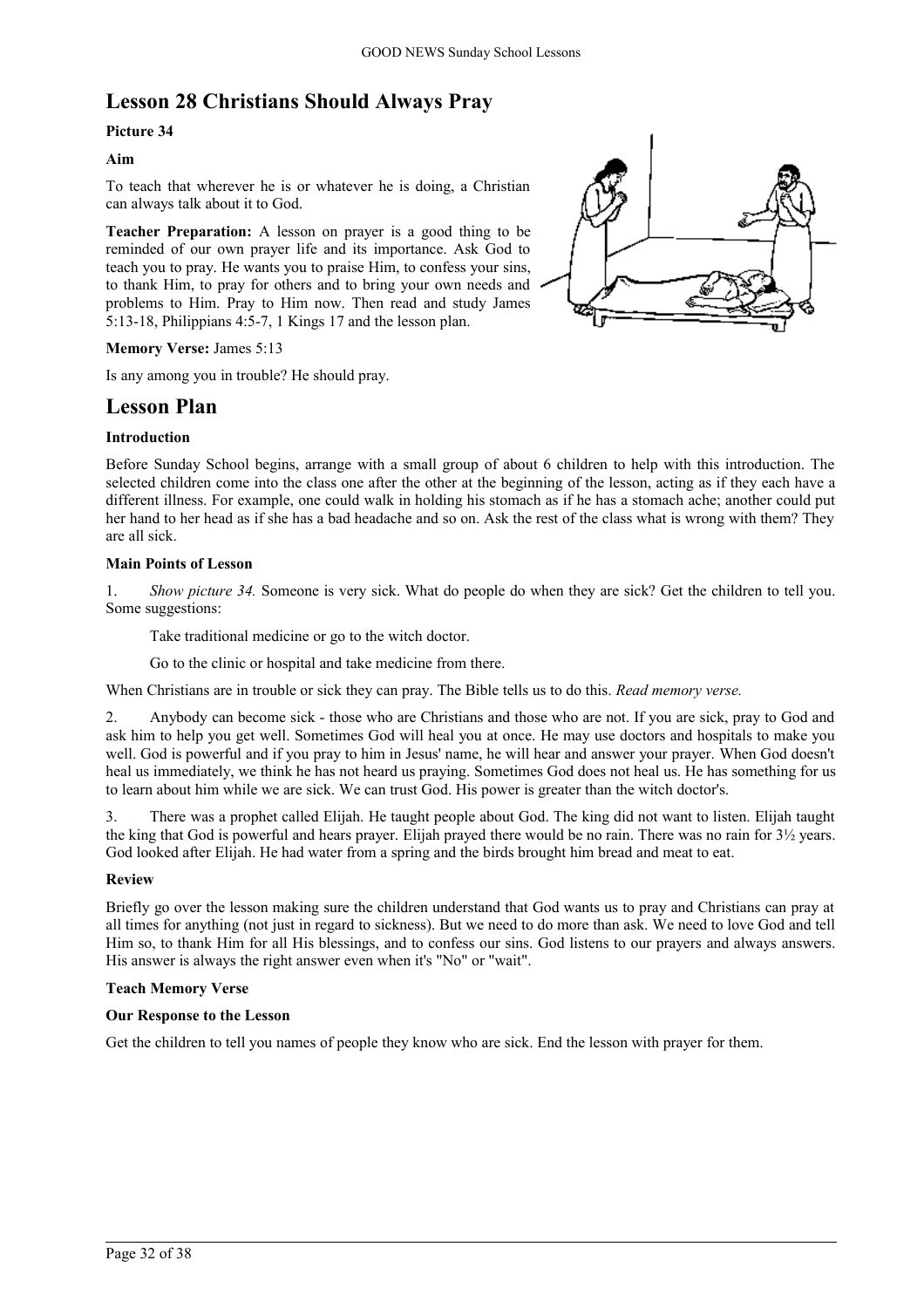## Lesson 28 Christians Should Always Pray

**Picture 34**

**Aim**

To teach that wherever he is or whatever he is doing, a Christian can always talk about it to God.

**Teacher Preparation:** A lesson on prayer is a good thing to be reminded of our own prayer life and its importance. Ask God to teach you to pray. He wants you to praise Him, to confess your sins, to thank Him, to pray for others and to bring your own needs and problems to Him. Pray to Him now. Then read and study James 5:13-18, Philippians 4:5-7, 1 Kings 17 and the lesson plan.

**Memory Verse:** James 5:13

Is any among you in trouble? He should pray.

## Lesson Plan

**Introduction**

Before Sunday School begins, arrange with a small group of about 6 children to help with this introduction. The selected children come into the class one after the other at the beginning of the lesson, acting as if they each have a different illness. For example, one could walk in holding his stomach as if he has a stomach ache; another could put her hand to her head as if she has a bad headache and so on. Ask the rest of the class what is wrong with them? They are all sick.

**Main Points of Lesson**

1. *Show picture 34.* Someone is very sick. What do people do when they are sick? Get the children to tell you. Some suggestions:

   Take traditional medicine or go to the witch doctor.

   Go to the clinic or hospital and take medicine from there.

When Christians are in trouble or sick they can pray. The Bible tells us to do this. *Read memory verse.*

2. Anybody can become sick - those who are Christians and those who are not. If you are sick, pray to God and ask him to help you get well. Sometimes God will heal you at once. He may use doctors and hospitals to make you well. God is powerful and if you pray to him in Jesus' name, he will hear and answer your prayer. When God doesn't heal us immediately, we think he has not heard us praying. Sometimes God does not heal us. He has something for us to learn about him while we are sick. We can trust God. His power is greater than the witch doctor's.

3. There was a prophet called Elijah. He taught people about God. The king did not want to listen. Elijah taught the king that God is powerful and hears prayer. Elijah prayed there would be no rain. There was no rain for 3½ years. God looked after Elijah. He had water from a spring and the birds brought him bread and meat to eat.

**Review**

Briefly go over the lesson making sure the children understand that God wants us to pray and Christians can pray at all times for anything (not just in regard to sickness). But we need to do more than ask. We need to love God and tell Him so, to thank Him for all His blessings, and to confess our sins. God listens to our prayers and always answers. His answer is always the right answer even when it's "No" or "wait".

**Teach Memory Verse**

**Our Response to the Lesson**

Get the children to tell you names of people they know who are sick. End the lesson with prayer for them.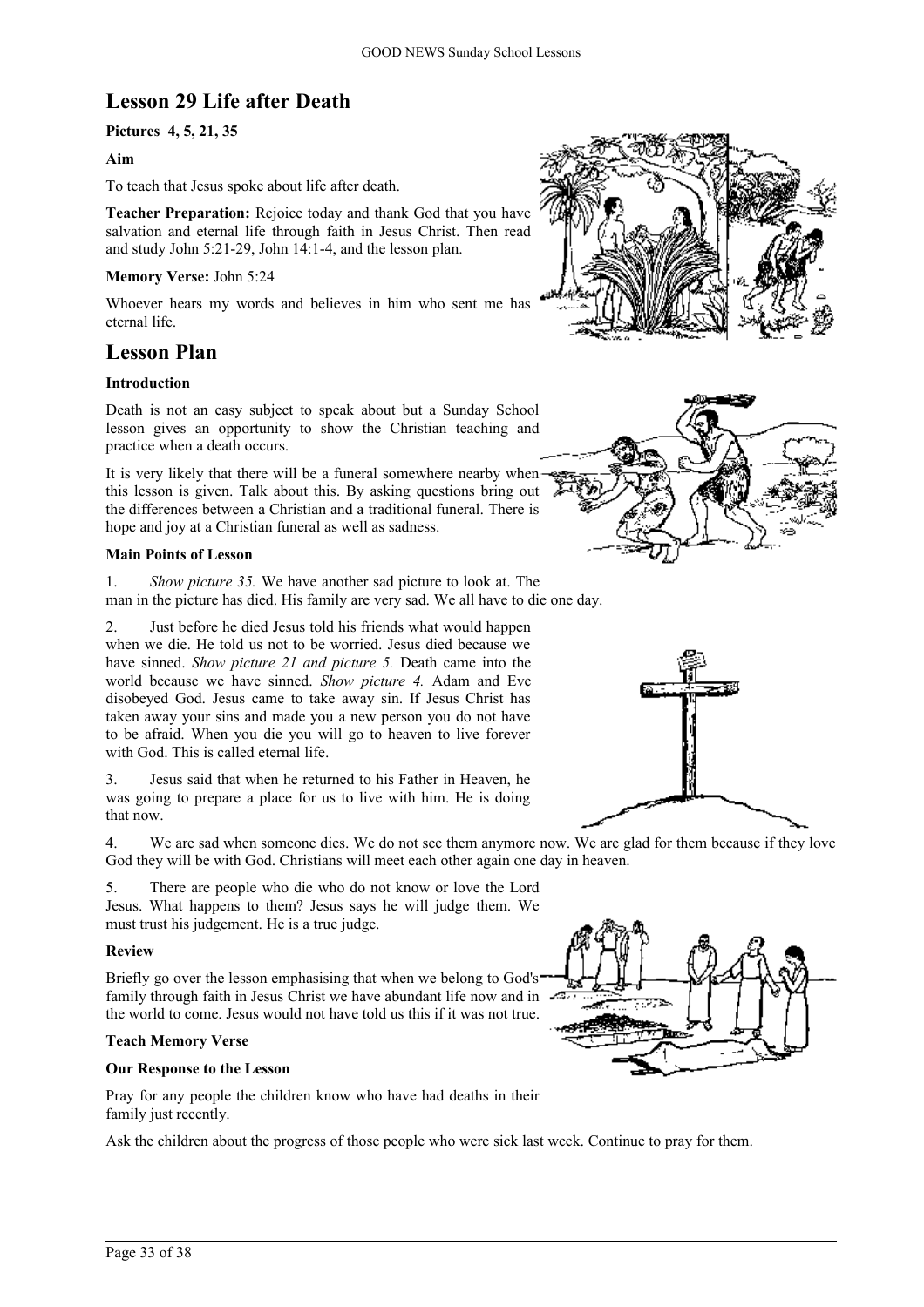## Lesson 29 Life after Death

**Pictures 4, 5, 21, 35**

**Aim**

To teach that Jesus spoke about life after death.

**Teacher Preparation:** Rejoice today and thank God that you have salvation and eternal life through faith in Jesus Christ. Then read and study John 5:21-29, John 14:1-4, and the lesson plan.

**Memory Verse:** John 5:24

Whoever hears my words and believes in him who sent me has eternal life.

## Lesson Plan

**Introduction**

Death is not an easy subject to speak about but a Sunday School lesson gives an opportunity to show the Christian teaching and practice when a death occurs.

It is very likely that there will be a funeral somewhere nearby when this lesson is given. Talk about this. By asking questions bring out the differences between a Christian and a traditional funeral. There is hope and joy at a Christian funeral as well as sadness.

**Main Points of Lesson**

1. *Show picture 35.* We have another sad picture to look at. The man in the picture has died. His family are very sad. We all have to die one day.

2. Just before he died Jesus told his friends what would happen when we die. He told us not to be worried. Jesus died because we have sinned. *Show picture 21 and picture 5.* Death came into the world because we have sinned. *Show picture 4.* Adam and Eve disobeyed God. Jesus came to take away sin. If Jesus Christ has taken away your sins and made you a new person you do not have to be afraid. When you die you will go to heaven to live forever with God. This is called eternal life.

3. Jesus said that when he returned to his Father in Heaven, he was going to prepare a place for us to live with him. He is doing that now.

4. We are sad when someone dies. We do not see them anymore now. We are glad for them because if they love God they will be with God. Christians will meet each other again one day in heaven.

5. There are people who die who do not know or love the Lord Jesus. What happens to them? Jesus says he will judge them. We must trust his judgement. He is a true judge.

**Review**

Briefly go over the lesson emphasising that when we belong to God's family through faith in Jesus Christ we have abundant life now and in the world to come. Jesus would not have told us this if it was not true.

**Teach Memory Verse**

**Our Response to the Lesson**

Pray for any people the children know who have had deaths in their family just recently.

Ask the children about the progress of those people who were sick last week. Continue to pray for them.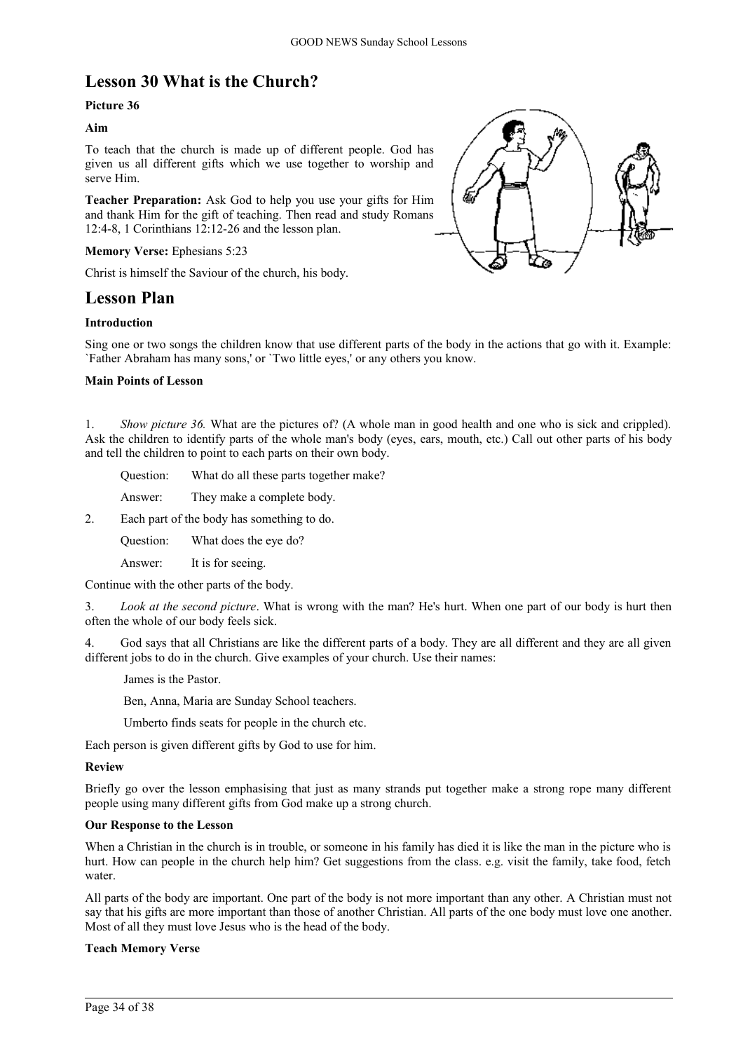## Lesson 30 What is the Church?

**Picture 36**

**Aim**

To teach that the church is made up of different people. God has given us all different gifts which we use together to worship and serve Him.

**Teacher Preparation:** Ask God to help you use your gifts for Him and thank Him for the gift of teaching. Then read and study Romans 12:4-8, 1 Corinthians 12:12-26 and the lesson plan.

**Memory Verse:** Ephesians 5:23

Christ is himself the Saviour of the church, his body.

## Lesson Plan

**Introduction**

Sing one or two songs the children know that use different parts of the body in the actions that go with it. Example: `Father Abraham has many sons,' or `Two little eyes,' or any others you know.

**Main Points of Lesson**

1. *Show picture 36.* What are the pictures of? (A whole man in good health and one who is sick and crippled). Ask the children to identify parts of the whole man's body (eyes, ears, mouth, etc.) Call out other parts of his body and tell the children to point to each parts on their own body.

   Question: What do all these parts together make?

   Answer: They make a complete body.

2. Each part of the body has something to do.

   Question: What does the eye do?

   Answer: It is for seeing.

Continue with the other parts of the body.

3. *Look at the second picture*. What is wrong with the man? He's hurt. When one part of our body is hurt then often the whole of our body feels sick.

4. God says that all Christians are like the different parts of a body. They are all different and they are all given different jobs to do in the church. Give examples of your church. Use their names:

   James is the Pastor.

   Ben, Anna, Maria are Sunday School teachers.

   Umberto finds seats for people in the church etc.

Each person is given different gifts by God to use for him.

**Review**

Briefly go over the lesson emphasising that just as many strands put together make a strong rope many different people using many different gifts from God make up a strong church.

**Our Response to the Lesson**

When a Christian in the church is in trouble, or someone in his family has died it is like the man in the picture who is hurt. How can people in the church help him? Get suggestions from the class. e.g. visit the family, take food, fetch water.

All parts of the body are important. One part of the body is not more important than any other. A Christian must not say that his gifts are more important than those of another Christian. All parts of the one body must love one another. Most of all they must love Jesus who is the head of the body.

**Teach Memory Verse**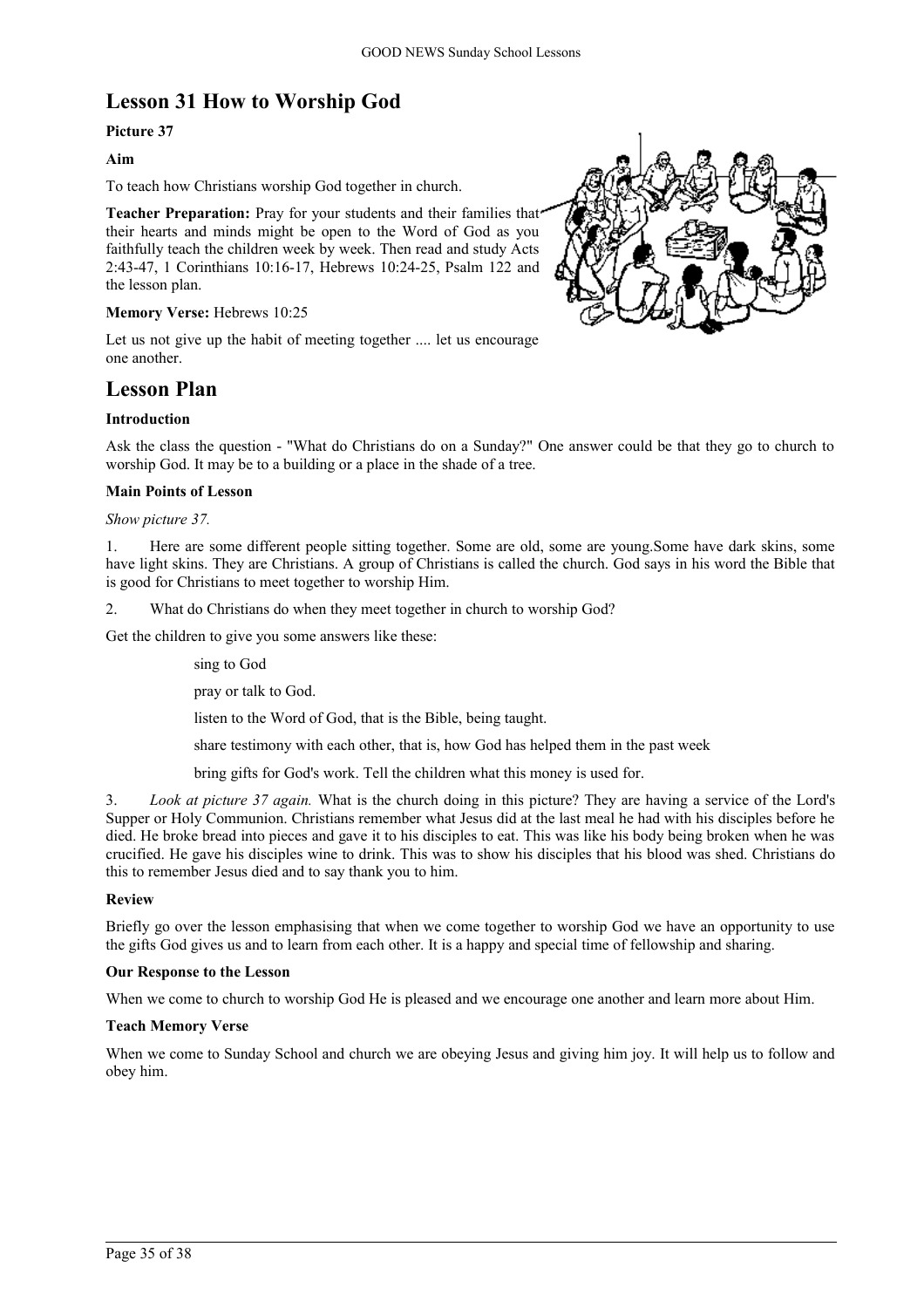## Lesson 31 How to Worship God

**Picture 37**

**Aim**

To teach how Christians worship God together in church.

**Teacher Preparation:** Pray for your students and their families that their hearts and minds might be open to the Word of God as you faithfully teach the children week by week. Then read and study Acts 2:43-47, 1 Corinthians 10:16-17, Hebrews 10:24-25, Psalm 122 and the lesson plan.

**Memory Verse:** Hebrews 10:25

Let us not give up the habit of meeting together .... let us encourage one another.

## Lesson Plan

**Introduction**

Ask the class the question - "What do Christians do on a Sunday?" One answer could be that they go to church to worship God. It may be to a building or a place in the shade of a tree.

**Main Points of Lesson**

*Show picture 37.*

1. Here are some different people sitting together. Some are old, some are young.Some have dark skins, some have light skins. They are Christians. A group of Christians is called the church. God says in his word the Bible that is good for Christians to meet together to worship Him.

2. What do Christians do when they meet together in church to worship God?

Get the children to give you some answers like these:

sing to God

pray or talk to God.

listen to the Word of God, that is the Bible, being taught.

share testimony with each other, that is, how God has helped them in the past week

bring gifts for God's work. Tell the children what this money is used for.

3. *Look at picture 37 again.* What is the church doing in this picture? They are having a service of the Lord's Supper or Holy Communion. Christians remember what Jesus did at the last meal he had with his disciples before he died. He broke bread into pieces and gave it to his disciples to eat. This was like his body being broken when he was crucified. He gave his disciples wine to drink. This was to show his disciples that his blood was shed. Christians do this to remember Jesus died and to say thank you to him.

**Review**

Briefly go over the lesson emphasising that when we come together to worship God we have an opportunity to use the gifts God gives us and to learn from each other. It is a happy and special time of fellowship and sharing.

**Our Response to the Lesson**

When we come to church to worship God He is pleased and we encourage one another and learn more about Him.

**Teach Memory Verse**

When we come to Sunday School and church we are obeying Jesus and giving him joy. It will help us to follow and obey him.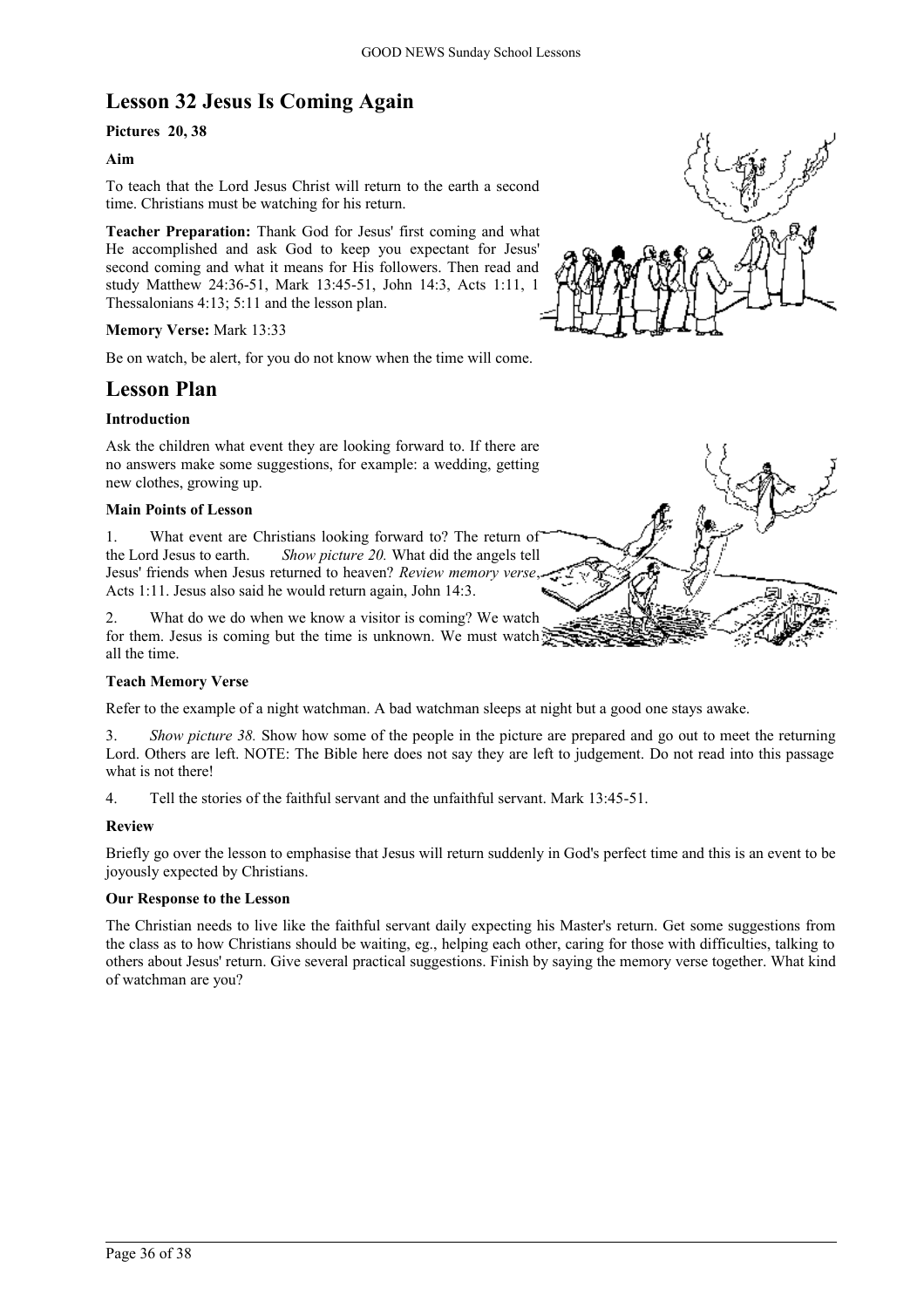# Lesson 32 Jesus Is Coming Again

**Pictures 20, 38**

**Aim**

To teach that the Lord Jesus Christ will return to the earth a second time. Christians must be watching for his return.

**Teacher Preparation:** Thank God for Jesus' first coming and what He accomplished and ask God to keep you expectant for Jesus' second coming and what it means for His followers. Then read and study Matthew 24:36-51, Mark 13:45-51, John 14:3, Acts 1:11, 1 Thessalonians 4:13; 5:11 and the lesson plan.

**Memory Verse:** Mark 13:33

Be on watch, be alert, for you do not know when the time will come.

## Lesson Plan

**Introduction**

Ask the children what event they are looking forward to. If there are no answers make some suggestions, for example: a wedding, getting new clothes, growing up.

**Main Points of Lesson**

1. What event are Christians looking forward to? The return of the Lord Jesus to earth. *Show picture 20.* What did the angels tell Jesus' friends when Jesus returned to heaven? *Review memory verse*, Acts 1:11. Jesus also said he would return again, John 14:3.

2. What do we do when we know a visitor is coming? We watch for them. Jesus is coming but the time is unknown. We must watch all the time.

**Teach Memory Verse**

Refer to the example of a night watchman. A bad watchman sleeps at night but a good one stays awake.

3. *Show picture 38.* Show how some of the people in the picture are prepared and go out to meet the returning Lord. Others are left. NOTE: The Bible here does not say they are left to judgement. Do not read into this passage what is not there!

4. Tell the stories of the faithful servant and the unfaithful servant. Mark 13:45-51.

**Review**

Briefly go over the lesson to emphasise that Jesus will return suddenly in God's perfect time and this is an event to be joyously expected by Christians.

**Our Response to the Lesson**

The Christian needs to live like the faithful servant daily expecting his Master's return. Get some suggestions from the class as to how Christians should be waiting, eg., helping each other, caring for those with difficulties, talking to others about Jesus' return. Give several practical suggestions. Finish by saying the memory verse together. What kind of watchman are you?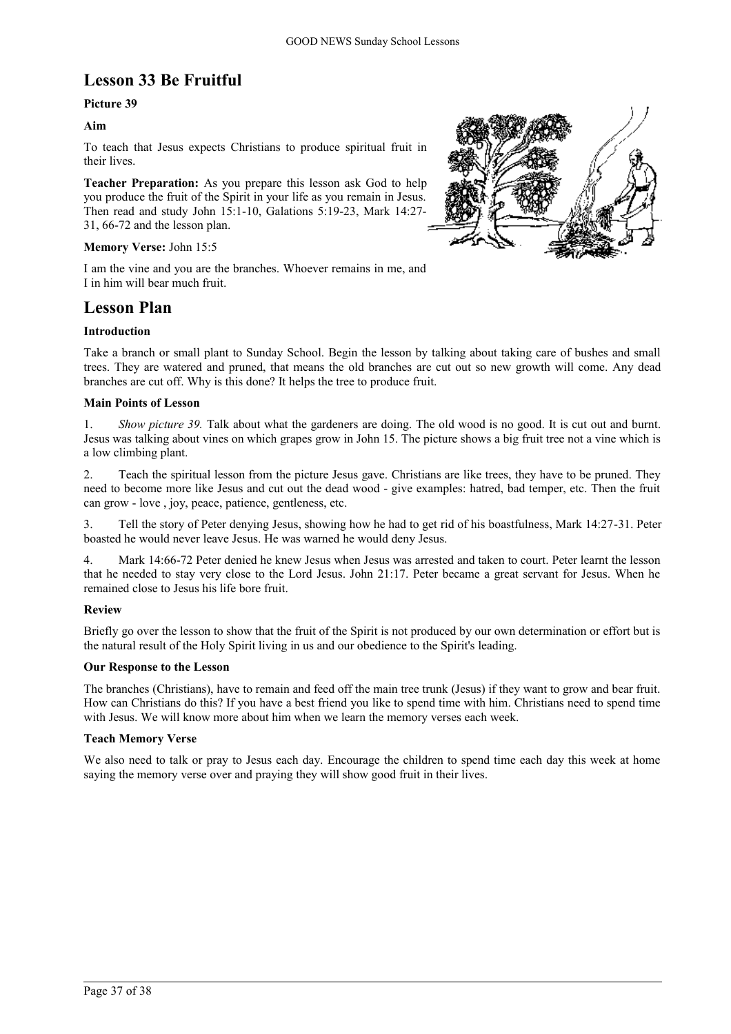# Lesson 33 Be Fruitful

**Picture 39**

**Aim**

To teach that Jesus expects Christians to produce spiritual fruit in their lives.

**Teacher Preparation:** As you prepare this lesson ask God to help you produce the fruit of the Spirit in your life as you remain in Jesus. Then read and study John 15:1-10, Galations 5:19-23, Mark 14:27-31, 66-72 and the lesson plan.

**Memory Verse:** John 15:5

I am the vine and you are the branches. Whoever remains in me, and I in him will bear much fruit.

# Lesson Plan

**Introduction**

Take a branch or small plant to Sunday School. Begin the lesson by talking about taking care of bushes and small trees. They are watered and pruned, that means the old branches are cut out so new growth will come. Any dead branches are cut off. Why is this done? It helps the tree to produce fruit.

**Main Points of Lesson**

1. *Show picture 39.* Talk about what the gardeners are doing. The old wood is no good. It is cut out and burnt. Jesus was talking about vines on which grapes grow in John 15. The picture shows a big fruit tree not a vine which is a low climbing plant.

2. Teach the spiritual lesson from the picture Jesus gave. Christians are like trees, they have to be pruned. They need to become more like Jesus and cut out the dead wood - give examples: hatred, bad temper, etc. Then the fruit can grow - love , joy, peace, patience, gentleness, etc.

3. Tell the story of Peter denying Jesus, showing how he had to get rid of his boastfulness, Mark 14:27-31. Peter boasted he would never leave Jesus. He was warned he would deny Jesus.

4. Mark 14:66-72 Peter denied he knew Jesus when Jesus was arrested and taken to court. Peter learnt the lesson that he needed to stay very close to the Lord Jesus. John 21:17. Peter became a great servant for Jesus. When he remained close to Jesus his life bore fruit.

**Review**

Briefly go over the lesson to show that the fruit of the Spirit is not produced by our own determination or effort but is the natural result of the Holy Spirit living in us and our obedience to the Spirit's leading.

**Our Response to the Lesson**

The branches (Christians), have to remain and feed off the main tree trunk (Jesus) if they want to grow and bear fruit. How can Christians do this? If you have a best friend you like to spend time with him. Christians need to spend time with Jesus. We will know more about him when we learn the memory verses each week.

**Teach Memory Verse**

We also need to talk or pray to Jesus each day. Encourage the children to spend time each day this week at home saying the memory verse over and praying they will show good fruit in their lives.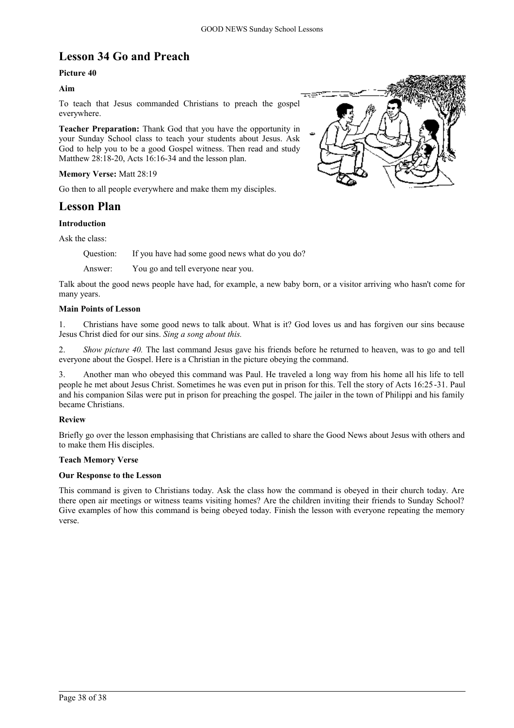## Lesson 34 Go and Preach

**Picture 40**

**Aim**

To teach that Jesus commanded Christians to preach the gospel everywhere.

**Teacher Preparation:** Thank God that you have the opportunity in your Sunday School class to teach your students about Jesus. Ask God to help you to be a good Gospel witness. Then read and study Matthew 28:18-20, Acts 16:16-34 and the lesson plan.

**Memory Verse:** Matt 28:19

Go then to all people everywhere and make them my disciples.

## Lesson Plan

**Introduction**

Ask the class:

Question: If you have had some good news what do you do?

Answer: You go and tell everyone near you.

Talk about the good news people have had, for example, a new baby born, or a visitor arriving who hasn't come for many years.

**Main Points of Lesson**

1. Christians have some good news to talk about. What is it? God loves us and has forgiven our sins because Jesus Christ died for our sins. *Sing a song about this.*

2. *Show picture 40.* The last command Jesus gave his friends before he returned to heaven, was to go and tell everyone about the Gospel. Here is a Christian in the picture obeying the command.

3. Another man who obeyed this command was Paul. He traveled a long way from his home all his life to tell people he met about Jesus Christ. Sometimes he was even put in prison for this. Tell the story of Acts 16:25-31. Paul and his companion Silas were put in prison for preaching the gospel. The jailer in the town of Philippi and his family became Christians.

**Review**

Briefly go over the lesson emphasising that Christians are called to share the Good News about Jesus with others and to make them His disciples.

**Teach Memory Verse**

**Our Response to the Lesson**

This command is given to Christians today. Ask the class how the command is obeyed in their church today. Are there open air meetings or witness teams visiting homes? Are the children inviting their friends to Sunday School? Give examples of how this command is being obeyed today. Finish the lesson with everyone repeating the memory verse.